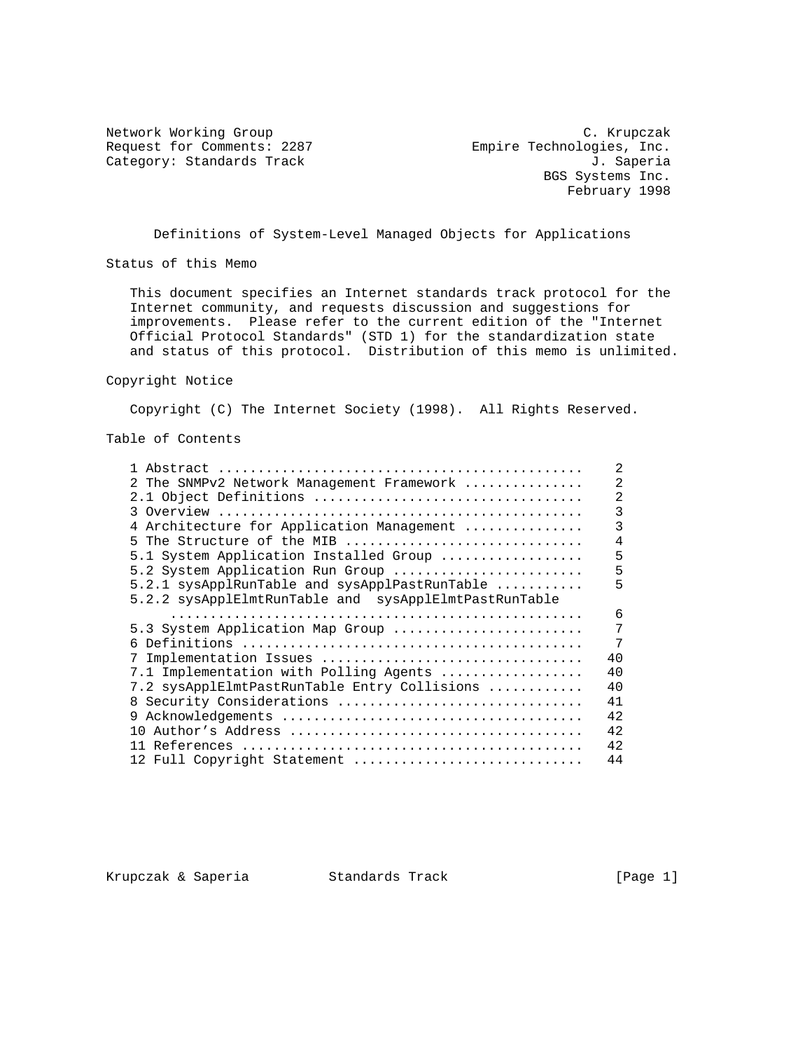Network Working Group — C. Krupczak
Request for Comments: 2287 — Empire Technologies, Inc.
Category: Standards Track — J. Saperia
BGS Systems Inc.
February 1998

# Definitions of System-Level Managed Objects for Applications

## Status of this Memo

This document specifies an Internet standards track protocol for the Internet community, and requests discussion and suggestions for improvements. Please refer to the current edition of the "Internet Official Protocol Standards" (STD 1) for the standardization state and status of this protocol. Distribution of this memo is unlimited.

## Copyright Notice

Copyright (C) The Internet Society (1998). All Rights Reserved.

## Table of Contents

| Section | Page |
|---|---|
| 1 Abstract | 2 |
| 2 The SNMPv2 Network Management Framework | 2 |
| 2.1 Object Definitions | 2 |
| 3 Overview | 3 |
| 4 Architecture for Application Management | 3 |
| 5 The Structure of the MIB | 4 |
| 5.1 System Application Installed Group | 5 |
| 5.2 System Application Run Group | 5 |
| 5.2.1 sysApplRunTable and sysApplPastRunTable | 5 |
| 5.2.2 sysApplElmtRunTable and sysApplElmtPastRunTable | 6 |
| 5.3 System Application Map Group | 7 |
| 6 Definitions | 7 |
| 7 Implementation Issues | 40 |
| 7.1 Implementation with Polling Agents | 40 |
| 7.2 sysApplElmtPastRunTable Entry Collisions | 40 |
| 8 Security Considerations | 41 |
| 9 Acknowledgements | 42 |
| 10 Author's Address | 42 |
| 11 References | 42 |
| 12 Full Copyright Statement | 44 |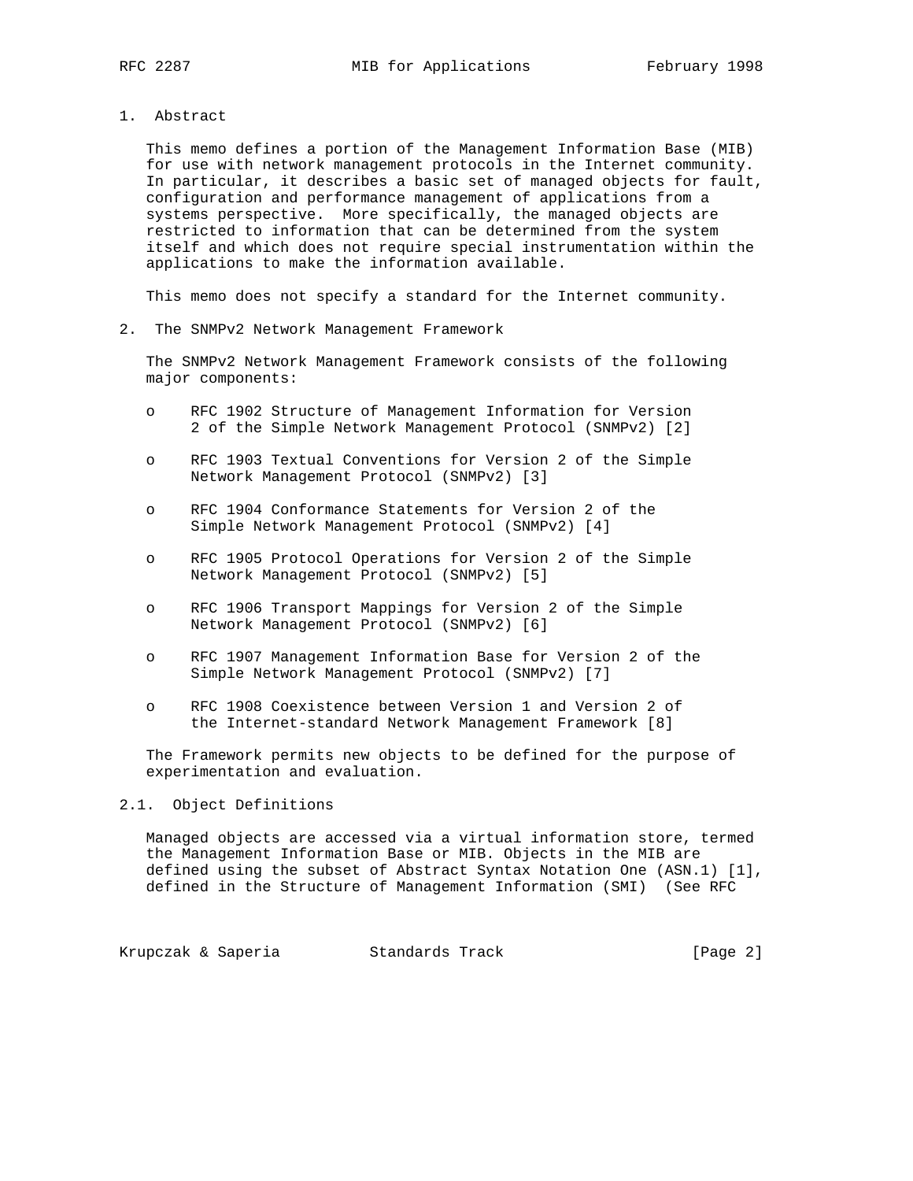## 1. Abstract

This memo defines a portion of the Management Information Base (MIB) for use with network management protocols in the Internet community. In particular, it describes a basic set of managed objects for fault, configuration and performance management of applications from a systems perspective. More specifically, the managed objects are restricted to information that can be determined from the system itself and which does not require special instrumentation within the applications to make the information available.

This memo does not specify a standard for the Internet community.

## 2. The SNMPv2 Network Management Framework

The SNMPv2 Network Management Framework consists of the following major components:

- RFC 1902 Structure of Management Information for Version 2 of the Simple Network Management Protocol (SNMPv2) [2]
- RFC 1903 Textual Conventions for Version 2 of the Simple Network Management Protocol (SNMPv2) [3]
- RFC 1904 Conformance Statements for Version 2 of the Simple Network Management Protocol (SNMPv2) [4]
- RFC 1905 Protocol Operations for Version 2 of the Simple Network Management Protocol (SNMPv2) [5]
- RFC 1906 Transport Mappings for Version 2 of the Simple Network Management Protocol (SNMPv2) [6]
- RFC 1907 Management Information Base for Version 2 of the Simple Network Management Protocol (SNMPv2) [7]
- RFC 1908 Coexistence between Version 1 and Version 2 of the Internet-standard Network Management Framework [8]

The Framework permits new objects to be defined for the purpose of experimentation and evaluation.

### 2.1. Object Definitions

Managed objects are accessed via a virtual information store, termed the Management Information Base or MIB. Objects in the MIB are defined using the subset of Abstract Syntax Notation One (ASN.1) [1], defined in the Structure of Management Information (SMI) (See RFC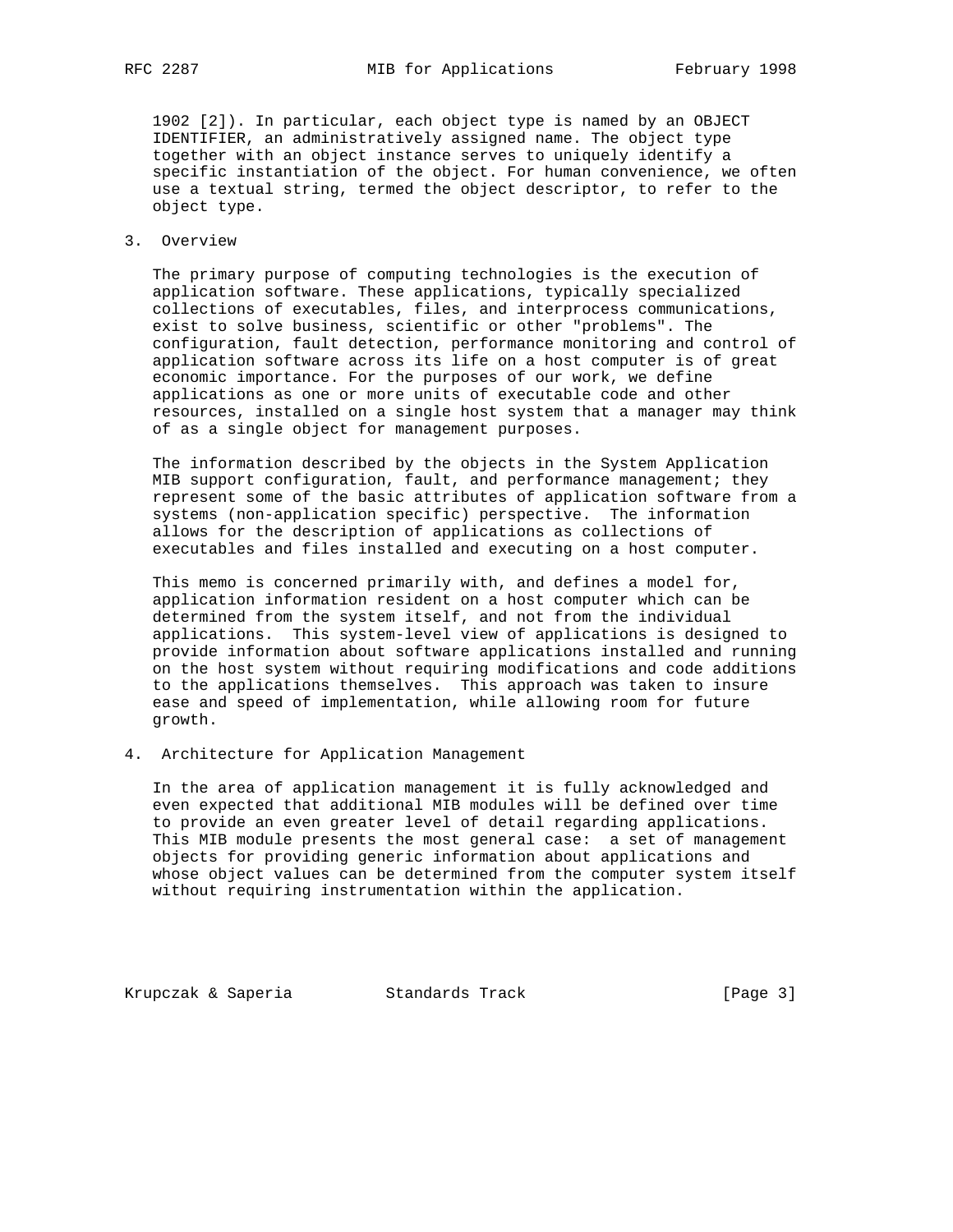1902 [2]). In particular, each object type is named by an OBJECT IDENTIFIER, an administratively assigned name. The object type together with an object instance serves to uniquely identify a specific instantiation of the object. For human convenience, we often use a textual string, termed the object descriptor, to refer to the object type.

## 3. Overview

The primary purpose of computing technologies is the execution of application software. These applications, typically specialized collections of executables, files, and interprocess communications, exist to solve business, scientific or other "problems". The configuration, fault detection, performance monitoring and control of application software across its life on a host computer is of great economic importance. For the purposes of our work, we define applications as one or more units of executable code and other resources, installed on a single host system that a manager may think of as a single object for management purposes.

The information described by the objects in the System Application MIB support configuration, fault, and performance management; they represent some of the basic attributes of application software from a systems (non-application specific) perspective. The information allows for the description of applications as collections of executables and files installed and executing on a host computer.

This memo is concerned primarily with, and defines a model for, application information resident on a host computer which can be determined from the system itself, and not from the individual applications. This system-level view of applications is designed to provide information about software applications installed and running on the host system without requiring modifications and code additions to the applications themselves. This approach was taken to insure ease and speed of implementation, while allowing room for future growth.

## 4. Architecture for Application Management

In the area of application management it is fully acknowledged and even expected that additional MIB modules will be defined over time to provide an even greater level of detail regarding applications. This MIB module presents the most general case: a set of management objects for providing generic information about applications and whose object values can be determined from the computer system itself without requiring instrumentation within the application.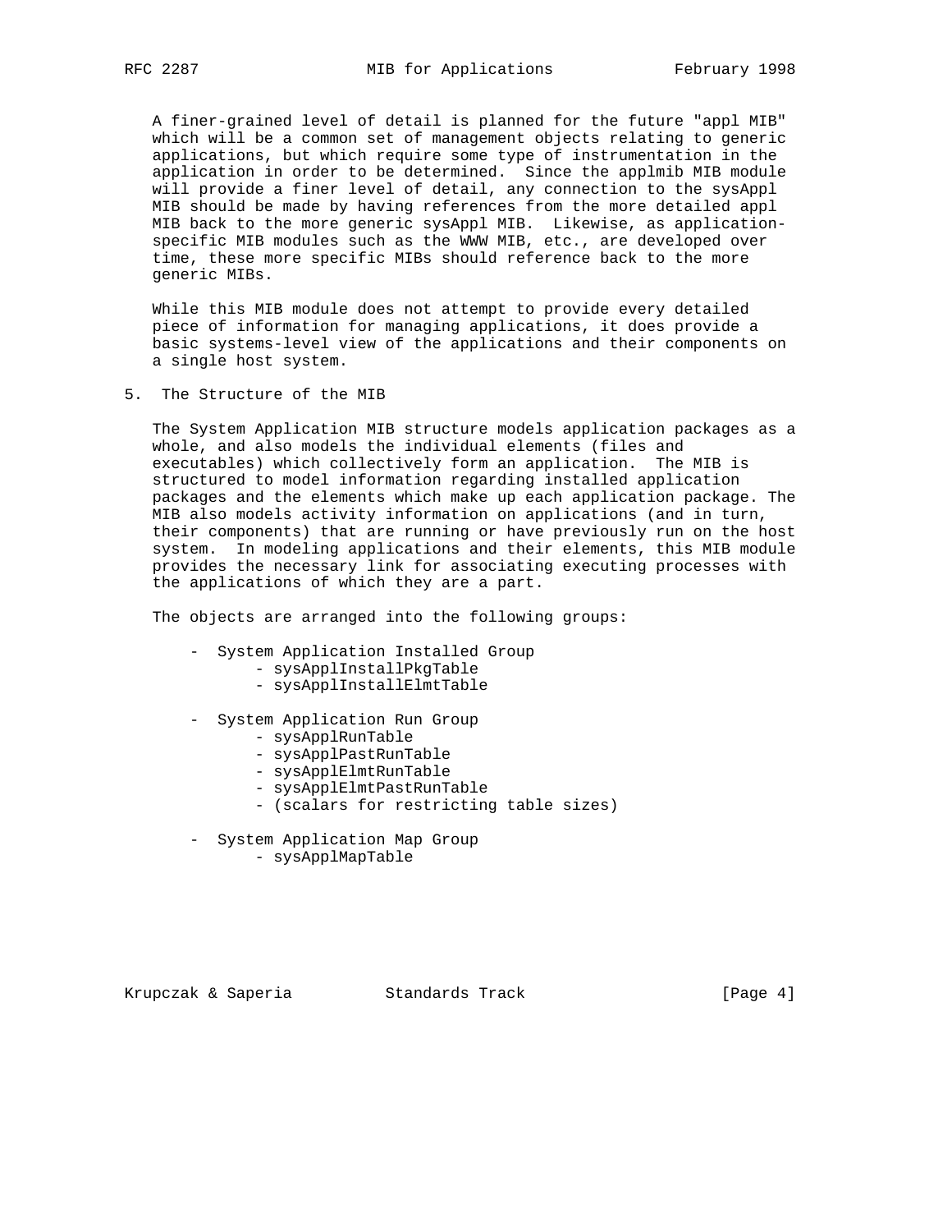A finer-grained level of detail is planned for the future "appl MIB" which will be a common set of management objects relating to generic applications, but which require some type of instrumentation in the application in order to be determined. Since the applmib MIB module will provide a finer level of detail, any connection to the sysAppl MIB should be made by having references from the more detailed appl MIB back to the more generic sysAppl MIB. Likewise, as application-specific MIB modules such as the WWW MIB, etc., are developed over time, these more specific MIBs should reference back to the more generic MIBs.

While this MIB module does not attempt to provide every detailed piece of information for managing applications, it does provide a basic systems-level view of the applications and their components on a single host system.

## 5. The Structure of the MIB

The System Application MIB structure models application packages as a whole, and also models the individual elements (files and executables) which collectively form an application. The MIB is structured to model information regarding installed application packages and the elements which make up each application package. The MIB also models activity information on applications (and in turn, their components) that are running or have previously run on the host system. In modeling applications and their elements, this MIB module provides the necessary link for associating executing processes with the applications of which they are a part.

The objects are arranged into the following groups:

- System Application Installed Group
  - sysApplInstallPkgTable
  - sysApplInstallElmtTable

- System Application Run Group
  - sysApplRunTable
  - sysApplPastRunTable
  - sysApplElmtRunTable
  - sysApplElmtPastRunTable
  - (scalars for restricting table sizes)

- System Application Map Group
  - sysApplMapTable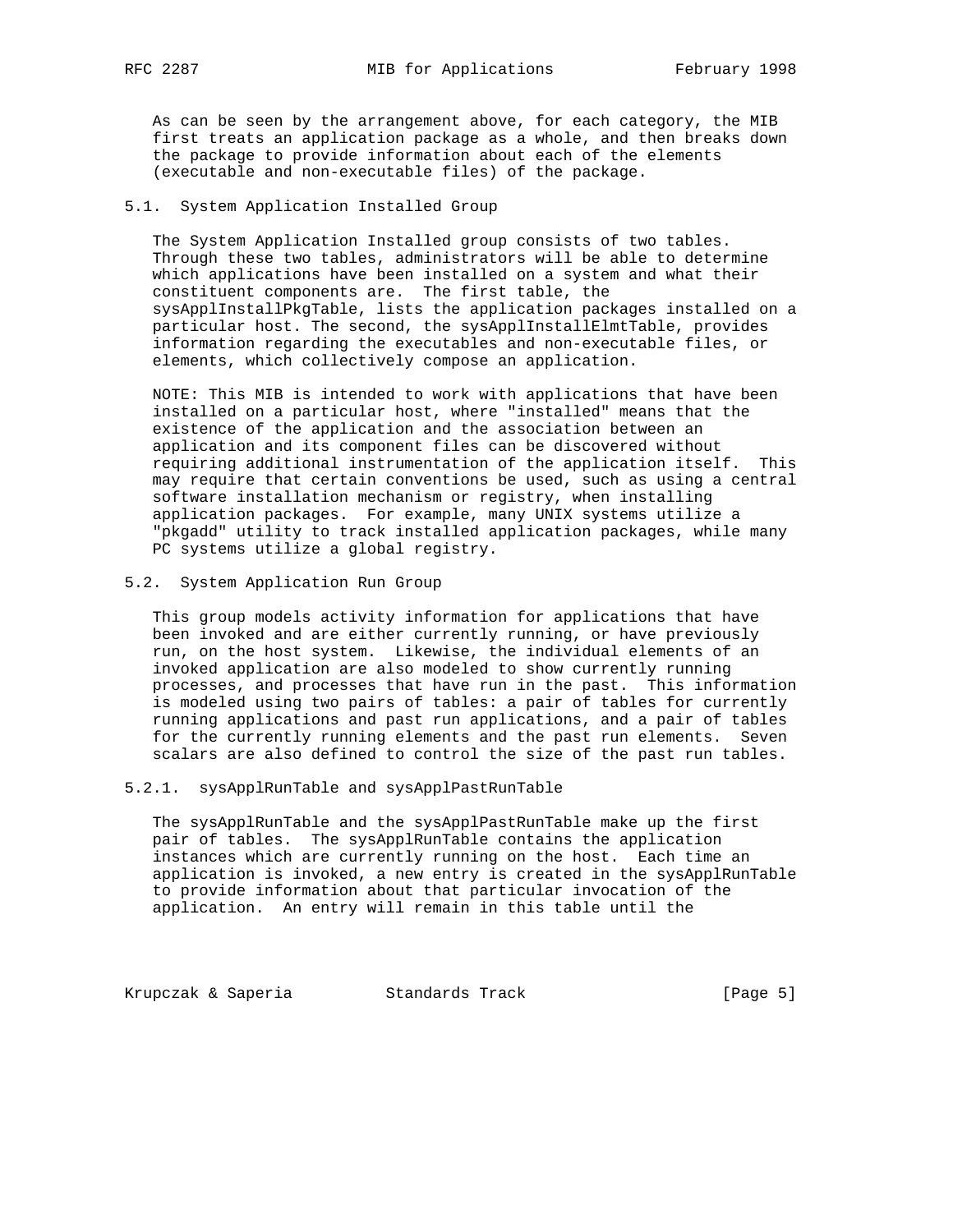As can be seen by the arrangement above, for each category, the MIB first treats an application package as a whole, and then breaks down the package to provide information about each of the elements (executable and non-executable files) of the package.

## 5.1. System Application Installed Group

The System Application Installed group consists of two tables. Through these two tables, administrators will be able to determine which applications have been installed on a system and what their constituent components are. The first table, the sysApplInstallPkgTable, lists the application packages installed on a particular host. The second, the sysApplInstallElmtTable, provides information regarding the executables and non-executable files, or elements, which collectively compose an application.

NOTE: This MIB is intended to work with applications that have been installed on a particular host, where "installed" means that the existence of the application and the association between an application and its component files can be discovered without requiring additional instrumentation of the application itself. This may require that certain conventions be used, such as using a central software installation mechanism or registry, when installing application packages. For example, many UNIX systems utilize a "pkgadd" utility to track installed application packages, while many PC systems utilize a global registry.

## 5.2. System Application Run Group

This group models activity information for applications that have been invoked and are either currently running, or have previously run, on the host system. Likewise, the individual elements of an invoked application are also modeled to show currently running processes, and processes that have run in the past. This information is modeled using two pairs of tables: a pair of tables for currently running applications and past run applications, and a pair of tables for the currently running elements and the past run elements. Seven scalars are also defined to control the size of the past run tables.

### 5.2.1. sysApplRunTable and sysApplPastRunTable

The sysApplRunTable and the sysApplPastRunTable make up the first pair of tables. The sysApplRunTable contains the application instances which are currently running on the host. Each time an application is invoked, a new entry is created in the sysApplRunTable to provide information about that particular invocation of the application. An entry will remain in this table until the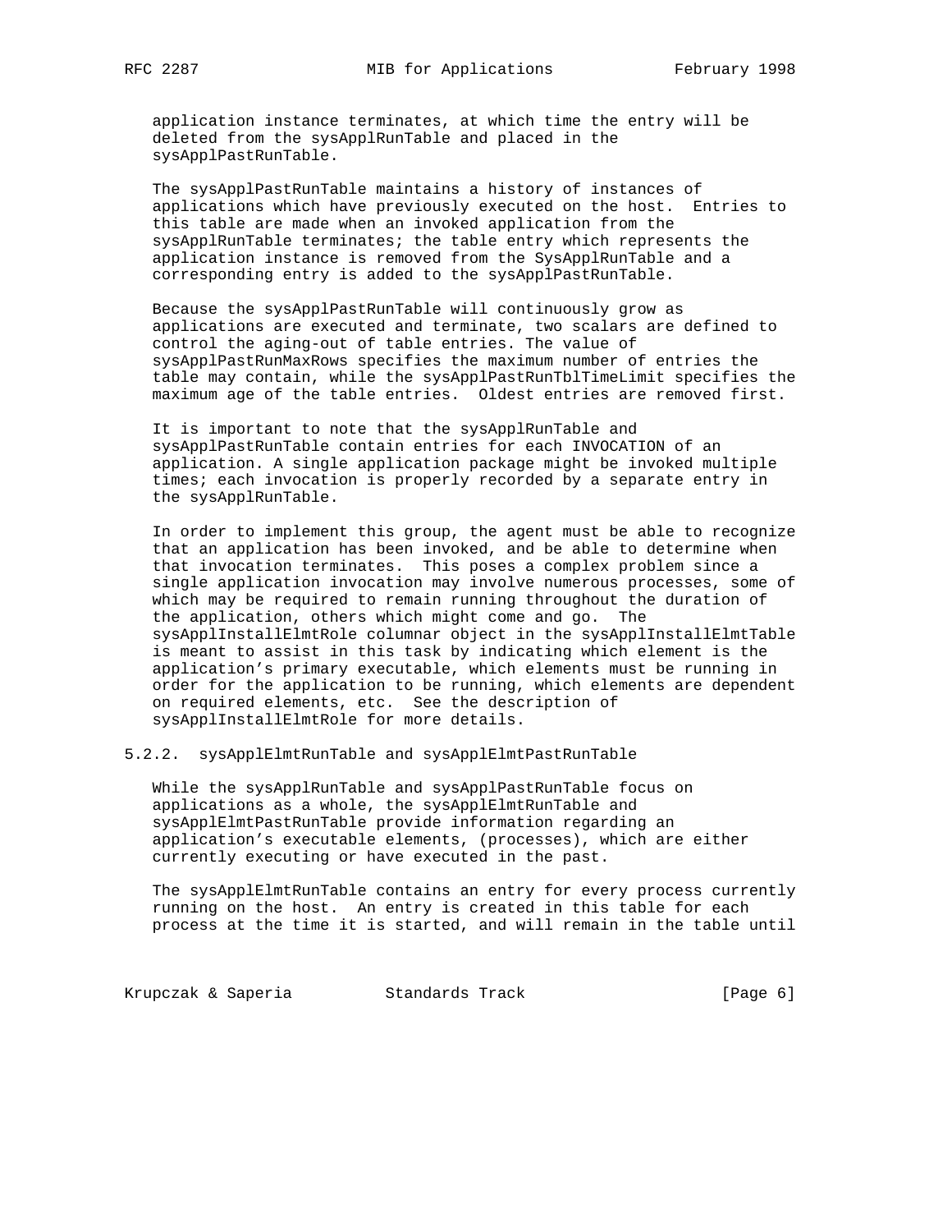application instance terminates, at which time the entry will be deleted from the sysApplRunTable and placed in the sysApplPastRunTable.

The sysApplPastRunTable maintains a history of instances of applications which have previously executed on the host. Entries to this table are made when an invoked application from the sysApplRunTable terminates; the table entry which represents the application instance is removed from the SysApplRunTable and a corresponding entry is added to the sysApplPastRunTable.

Because the sysApplPastRunTable will continuously grow as applications are executed and terminate, two scalars are defined to control the aging-out of table entries. The value of sysApplPastRunMaxRows specifies the maximum number of entries the table may contain, while the sysApplPastRunTblTimeLimit specifies the maximum age of the table entries. Oldest entries are removed first.

It is important to note that the sysApplRunTable and sysApplPastRunTable contain entries for each INVOCATION of an application. A single application package might be invoked multiple times; each invocation is properly recorded by a separate entry in the sysApplRunTable.

In order to implement this group, the agent must be able to recognize that an application has been invoked, and be able to determine when that invocation terminates. This poses a complex problem since a single application invocation may involve numerous processes, some of which may be required to remain running throughout the duration of the application, others which might come and go. The sysApplInstallElmtRole columnar object in the sysApplInstallElmtTable is meant to assist in this task by indicating which element is the application's primary executable, which elements must be running in order for the application to be running, which elements are dependent on required elements, etc. See the description of sysApplInstallElmtRole for more details.

### 5.2.2. sysApplElmtRunTable and sysApplElmtPastRunTable

While the sysApplRunTable and sysApplPastRunTable focus on applications as a whole, the sysApplElmtRunTable and sysApplElmtPastRunTable provide information regarding an application's executable elements, (processes), which are either currently executing or have executed in the past.

The sysApplElmtRunTable contains an entry for every process currently running on the host. An entry is created in this table for each process at the time it is started, and will remain in the table until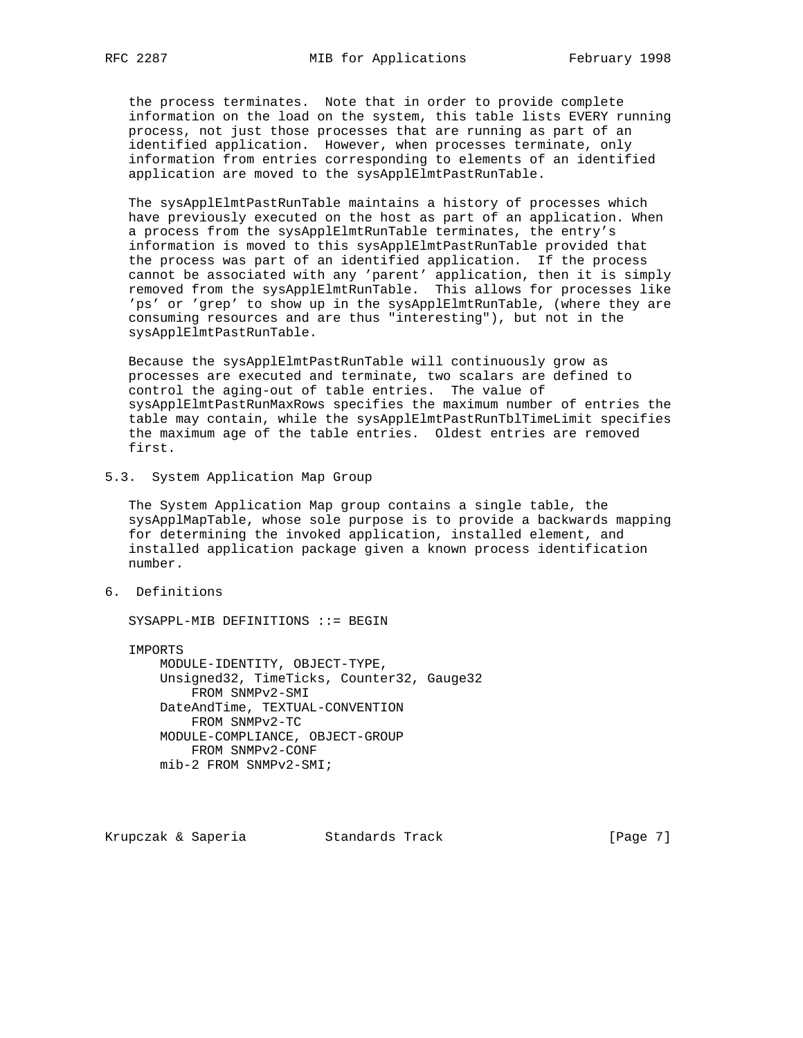the process terminates. Note that in order to provide complete information on the load on the system, this table lists EVERY running process, not just those processes that are running as part of an identified application. However, when processes terminate, only information from entries corresponding to elements of an identified application are moved to the sysApplElmtPastRunTable.

The sysApplElmtPastRunTable maintains a history of processes which have previously executed on the host as part of an application. When a process from the sysApplElmtRunTable terminates, the entry's information is moved to this sysApplElmtPastRunTable provided that the process was part of an identified application. If the process cannot be associated with any 'parent' application, then it is simply removed from the sysApplElmtRunTable. This allows for processes like 'ps' or 'grep' to show up in the sysApplElmtRunTable, (where they are consuming resources and are thus "interesting"), but not in the sysApplElmtPastRunTable.

Because the sysApplElmtPastRunTable will continuously grow as processes are executed and terminate, two scalars are defined to control the aging-out of table entries. The value of sysApplElmtPastRunMaxRows specifies the maximum number of entries the table may contain, while the sysApplElmtPastRunTblTimeLimit specifies the maximum age of the table entries. Oldest entries are removed first.

## 5.3. System Application Map Group

The System Application Map group contains a single table, the sysApplMapTable, whose sole purpose is to provide a backwards mapping for determining the invoked application, installed element, and installed application package given a known process identification number.

# 6. Definitions

```
SYSAPPL-MIB DEFINITIONS ::= BEGIN

IMPORTS
    MODULE-IDENTITY, OBJECT-TYPE,
    Unsigned32, TimeTicks, Counter32, Gauge32
        FROM SNMPv2-SMI
    DateAndTime, TEXTUAL-CONVENTION
        FROM SNMPv2-TC
    MODULE-COMPLIANCE, OBJECT-GROUP
        FROM SNMPv2-CONF
    mib-2 FROM SNMPv2-SMI;
```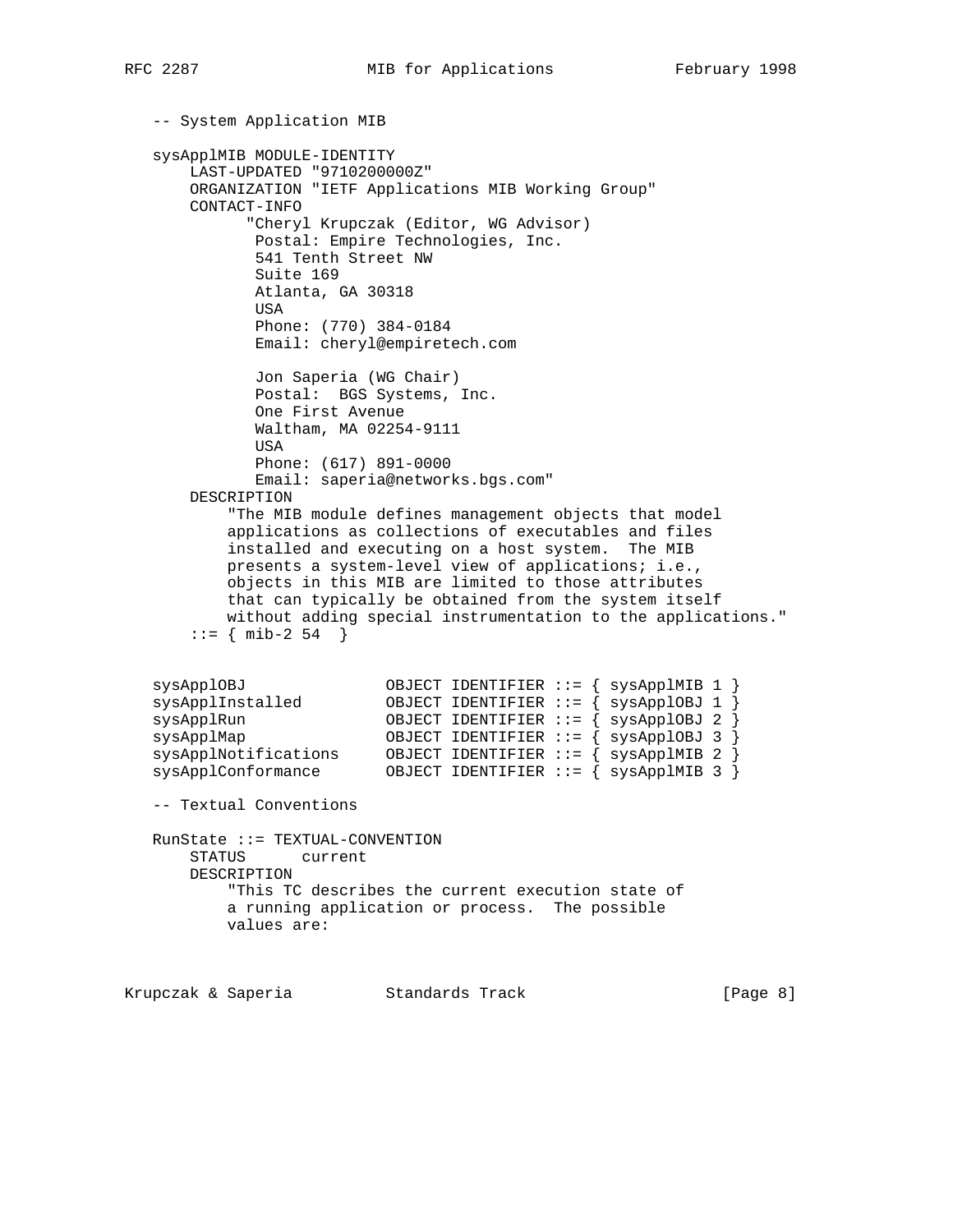```
-- System Application MIB

sysApplMIB MODULE-IDENTITY
    LAST-UPDATED "9710200000Z"
    ORGANIZATION "IETF Applications MIB Working Group"
    CONTACT-INFO
          "Cheryl Krupczak (Editor, WG Advisor)
           Postal: Empire Technologies, Inc.
           541 Tenth Street NW
           Suite 169
           Atlanta, GA 30318
           USA
           Phone: (770) 384-0184
           Email: cheryl@empiretech.com

           Jon Saperia (WG Chair)
           Postal:  BGS Systems, Inc.
           One First Avenue
           Waltham, MA 02254-9111
           USA
           Phone: (617) 891-0000
           Email: saperia@networks.bgs.com"
    DESCRIPTION
        "The MIB module defines management objects that model
        applications as collections of executables and files
        installed and executing on a host system.  The MIB
        presents a system-level view of applications; i.e.,
        objects in this MIB are limited to those attributes
        that can typically be obtained from the system itself
        without adding special instrumentation to the applications."
    ::= { mib-2 54  }


sysApplOBJ              OBJECT IDENTIFIER ::= { sysApplMIB 1 }
sysApplInstalled        OBJECT IDENTIFIER ::= { sysApplOBJ 1 }
sysApplRun              OBJECT IDENTIFIER ::= { sysApplOBJ 2 }
sysApplMap              OBJECT IDENTIFIER ::= { sysApplOBJ 3 }
sysApplNotifications    OBJECT IDENTIFIER ::= { sysApplMIB 2 }
sysApplConformance      OBJECT IDENTIFIER ::= { sysApplMIB 3 }

-- Textual Conventions

RunState ::= TEXTUAL-CONVENTION
    STATUS      current
    DESCRIPTION
        "This TC describes the current execution state of
        a running application or process.  The possible
        values are:
```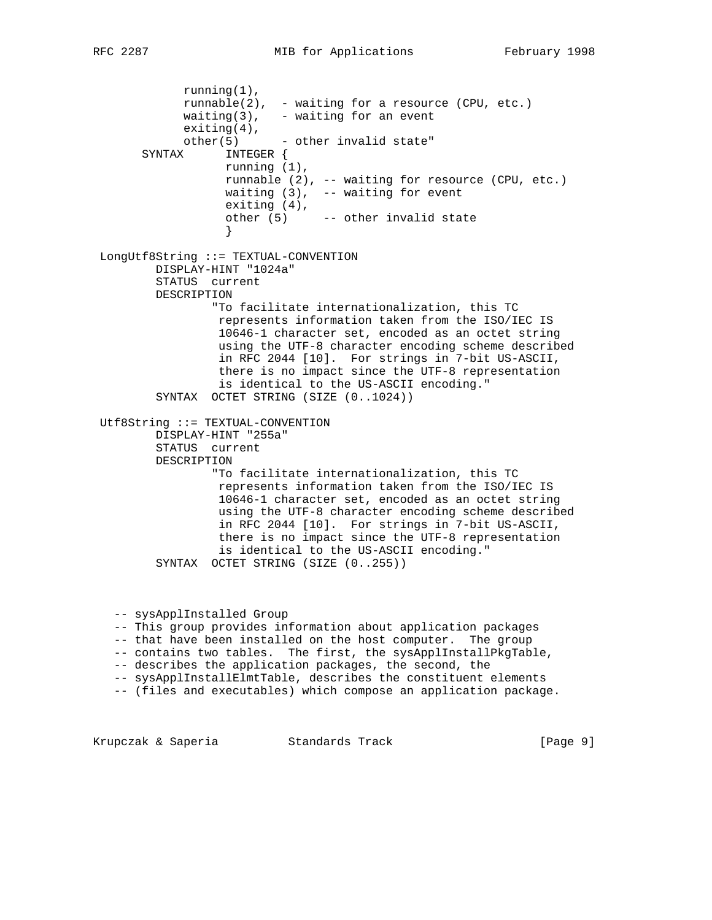```
             running(1),
             runnable(2),  - waiting for a resource (CPU, etc.)
             waiting(3),   - waiting for an event
             exiting(4),
             other(5)      - other invalid state"
       SYNTAX      INTEGER {
                   running (1),
                   runnable (2), -- waiting for resource (CPU, etc.)
                   waiting (3),  -- waiting for event
                   exiting (4),
                   other (5)     -- other invalid state
                   }

 LongUtf8String ::= TEXTUAL-CONVENTION
         DISPLAY-HINT "1024a"
         STATUS  current
         DESCRIPTION
                 "To facilitate internationalization, this TC
                  represents information taken from the ISO/IEC IS
                  10646-1 character set, encoded as an octet string
                  using the UTF-8 character encoding scheme described
                  in RFC 2044 [10].  For strings in 7-bit US-ASCII,
                  there is no impact since the UTF-8 representation
                  is identical to the US-ASCII encoding."
         SYNTAX  OCTET STRING (SIZE (0..1024))

 Utf8String ::= TEXTUAL-CONVENTION
         DISPLAY-HINT "255a"
         STATUS  current
         DESCRIPTION
                 "To facilitate internationalization, this TC
                  represents information taken from the ISO/IEC IS
                  10646-1 character set, encoded as an octet string
                  using the UTF-8 character encoding scheme described
                  in RFC 2044 [10].  For strings in 7-bit US-ASCII,
                  there is no impact since the UTF-8 representation
                  is identical to the US-ASCII encoding."
         SYNTAX  OCTET STRING (SIZE (0..255))



   -- sysApplInstalled Group
   -- This group provides information about application packages
   -- that have been installed on the host computer.  The group
   -- contains two tables.  The first, the sysApplInstallPkgTable,
   -- describes the application packages, the second, the
   -- sysApplInstallElmtTable, describes the constituent elements
   -- (files and executables) which compose an application package.
```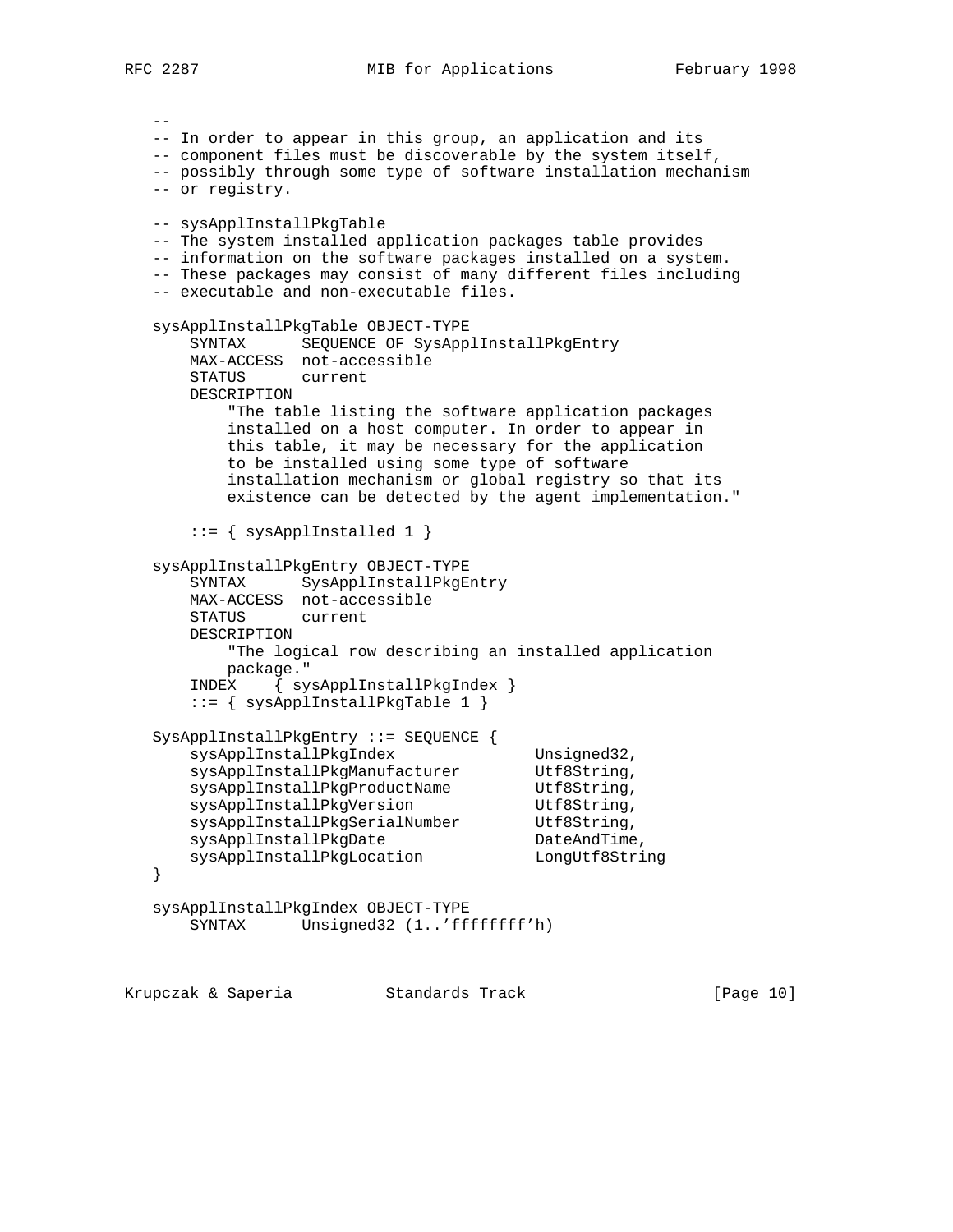```
   --
   -- In order to appear in this group, an application and its
   -- component files must be discoverable by the system itself,
   -- possibly through some type of software installation mechanism
   -- or registry.

   -- sysApplInstallPkgTable
   -- The system installed application packages table provides
   -- information on the software packages installed on a system.
   -- These packages may consist of many different files including
   -- executable and non-executable files.

   sysApplInstallPkgTable OBJECT-TYPE
       SYNTAX      SEQUENCE OF SysApplInstallPkgEntry
       MAX-ACCESS  not-accessible
       STATUS      current
       DESCRIPTION
           "The table listing the software application packages
           installed on a host computer. In order to appear in
           this table, it may be necessary for the application
           to be installed using some type of software
           installation mechanism or global registry so that its
           existence can be detected by the agent implementation."

       ::= { sysApplInstalled 1 }

   sysApplInstallPkgEntry OBJECT-TYPE
       SYNTAX      SysApplInstallPkgEntry
       MAX-ACCESS  not-accessible
       STATUS      current
       DESCRIPTION
           "The logical row describing an installed application
           package."
       INDEX    { sysApplInstallPkgIndex }
       ::= { sysApplInstallPkgTable 1 }

   SysApplInstallPkgEntry ::= SEQUENCE {
       sysApplInstallPkgIndex              Unsigned32,
       sysApplInstallPkgManufacturer       Utf8String,
       sysApplInstallPkgProductName        Utf8String,
       sysApplInstallPkgVersion            Utf8String,
       sysApplInstallPkgSerialNumber       Utf8String,
       sysApplInstallPkgDate               DateAndTime,
       sysApplInstallPkgLocation           LongUtf8String
   }

   sysApplInstallPkgIndex OBJECT-TYPE
       SYNTAX      Unsigned32 (1..'ffffffff'h)
```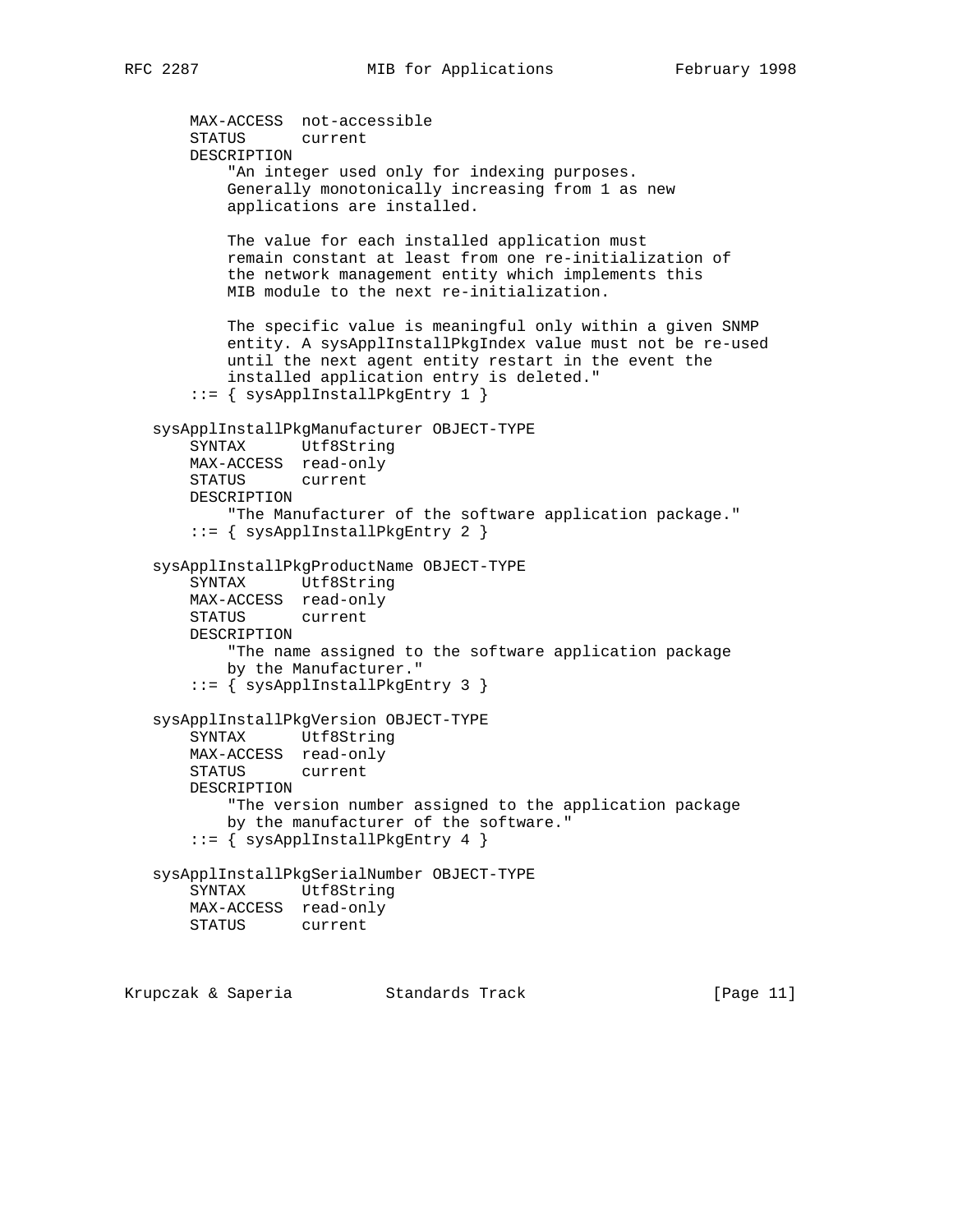```
       MAX-ACCESS  not-accessible
       STATUS      current
       DESCRIPTION
           "An integer used only for indexing purposes.
           Generally monotonically increasing from 1 as new
           applications are installed.

           The value for each installed application must
           remain constant at least from one re-initialization of
           the network management entity which implements this
           MIB module to the next re-initialization.

           The specific value is meaningful only within a given SNMP
           entity. A sysApplInstallPkgIndex value must not be re-used
           until the next agent entity restart in the event the
           installed application entry is deleted."
       ::= { sysApplInstallPkgEntry 1 }

   sysApplInstallPkgManufacturer OBJECT-TYPE
       SYNTAX      Utf8String
       MAX-ACCESS  read-only
       STATUS      current
       DESCRIPTION
           "The Manufacturer of the software application package."
       ::= { sysApplInstallPkgEntry 2 }

   sysApplInstallPkgProductName OBJECT-TYPE
       SYNTAX      Utf8String
       MAX-ACCESS  read-only
       STATUS      current
       DESCRIPTION
           "The name assigned to the software application package
           by the Manufacturer."
       ::= { sysApplInstallPkgEntry 3 }

   sysApplInstallPkgVersion OBJECT-TYPE
       SYNTAX      Utf8String
       MAX-ACCESS  read-only
       STATUS      current
       DESCRIPTION
           "The version number assigned to the application package
           by the manufacturer of the software."
       ::= { sysApplInstallPkgEntry 4 }

   sysApplInstallPkgSerialNumber OBJECT-TYPE
       SYNTAX      Utf8String
       MAX-ACCESS  read-only
       STATUS      current
```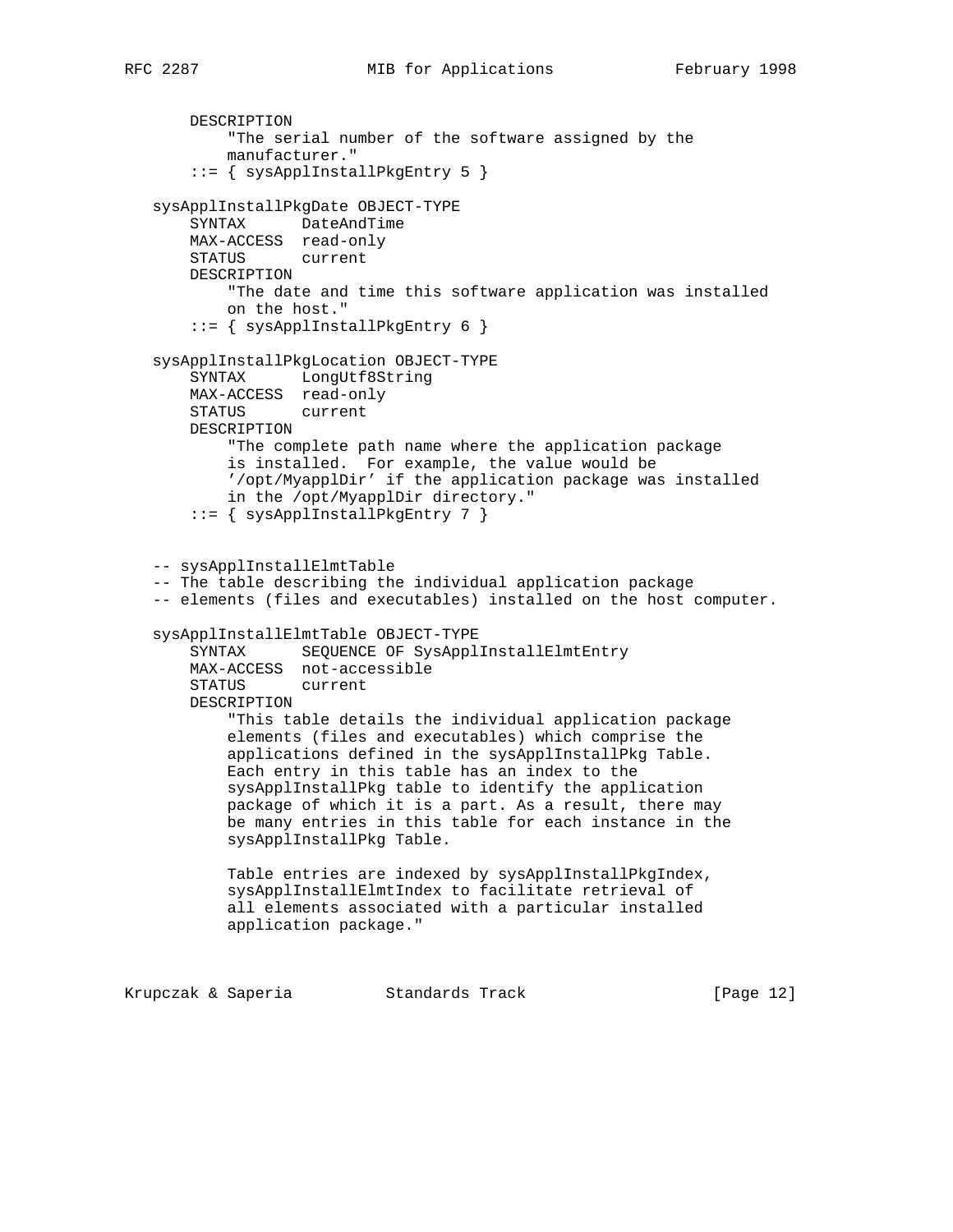```
       DESCRIPTION
           "The serial number of the software assigned by the
           manufacturer."
       ::= { sysApplInstallPkgEntry 5 }

   sysApplInstallPkgDate OBJECT-TYPE
       SYNTAX      DateAndTime
       MAX-ACCESS  read-only
       STATUS      current
       DESCRIPTION
           "The date and time this software application was installed
           on the host."
       ::= { sysApplInstallPkgEntry 6 }

   sysApplInstallPkgLocation OBJECT-TYPE
       SYNTAX      LongUtf8String
       MAX-ACCESS  read-only
       STATUS      current
       DESCRIPTION
           "The complete path name where the application package
           is installed.  For example, the value would be
           '/opt/MyapplDir' if the application package was installed
           in the /opt/MyapplDir directory."
       ::= { sysApplInstallPkgEntry 7 }


   -- sysApplInstallElmtTable
   -- The table describing the individual application package
   -- elements (files and executables) installed on the host computer.

   sysApplInstallElmtTable OBJECT-TYPE
       SYNTAX      SEQUENCE OF SysApplInstallElmtEntry
       MAX-ACCESS  not-accessible
       STATUS      current
       DESCRIPTION
           "This table details the individual application package
           elements (files and executables) which comprise the
           applications defined in the sysApplInstallPkg Table.
           Each entry in this table has an index to the
           sysApplInstallPkg table to identify the application
           package of which it is a part. As a result, there may
           be many entries in this table for each instance in the
           sysApplInstallPkg Table.

           Table entries are indexed by sysApplInstallPkgIndex,
           sysApplInstallElmtIndex to facilitate retrieval of
           all elements associated with a particular installed
           application package."
```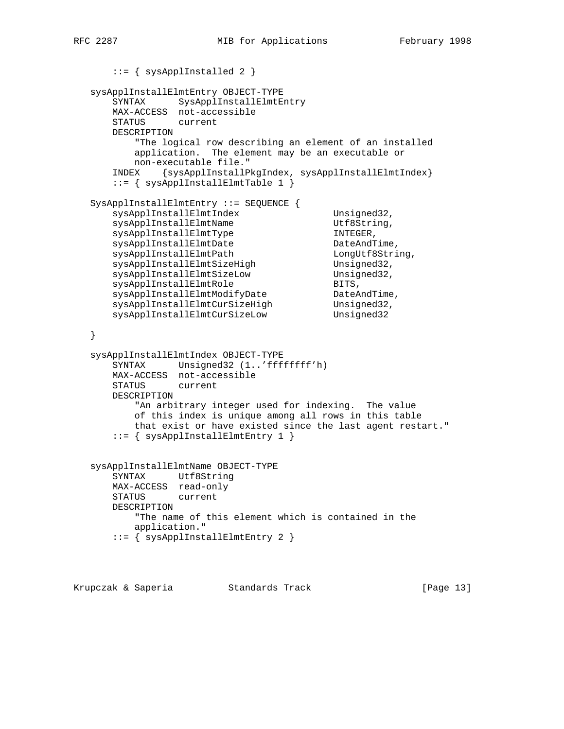```
       ::= { sysApplInstalled 2 }

   sysApplInstallElmtEntry OBJECT-TYPE
       SYNTAX      SysApplInstallElmtEntry
       MAX-ACCESS  not-accessible
       STATUS      current
       DESCRIPTION
           "The logical row describing an element of an installed
           application.  The element may be an executable or
           non-executable file."
       INDEX    {sysApplInstallPkgIndex, sysApplInstallElmtIndex}
       ::= { sysApplInstallElmtTable 1 }

   SysApplInstallElmtEntry ::= SEQUENCE {
       sysApplInstallElmtIndex                 Unsigned32,
       sysApplInstallElmtName                  Utf8String,
       sysApplInstallElmtType                  INTEGER,
       sysApplInstallElmtDate                  DateAndTime,
       sysApplInstallElmtPath                  LongUtf8String,
       sysApplInstallElmtSizeHigh              Unsigned32,
       sysApplInstallElmtSizeLow               Unsigned32,
       sysApplInstallElmtRole                  BITS,
       sysApplInstallElmtModifyDate            DateAndTime,
       sysApplInstallElmtCurSizeHigh           Unsigned32,
       sysApplInstallElmtCurSizeLow            Unsigned32

   }

   sysApplInstallElmtIndex OBJECT-TYPE
       SYNTAX      Unsigned32 (1..'ffffffff'h)
       MAX-ACCESS  not-accessible
       STATUS      current
       DESCRIPTION
           "An arbitrary integer used for indexing.  The value
           of this index is unique among all rows in this table
           that exist or have existed since the last agent restart."
       ::= { sysApplInstallElmtEntry 1 }


   sysApplInstallElmtName OBJECT-TYPE
       SYNTAX      Utf8String
       MAX-ACCESS  read-only
       STATUS      current
       DESCRIPTION
           "The name of this element which is contained in the
           application."
       ::= { sysApplInstallElmtEntry 2 }
```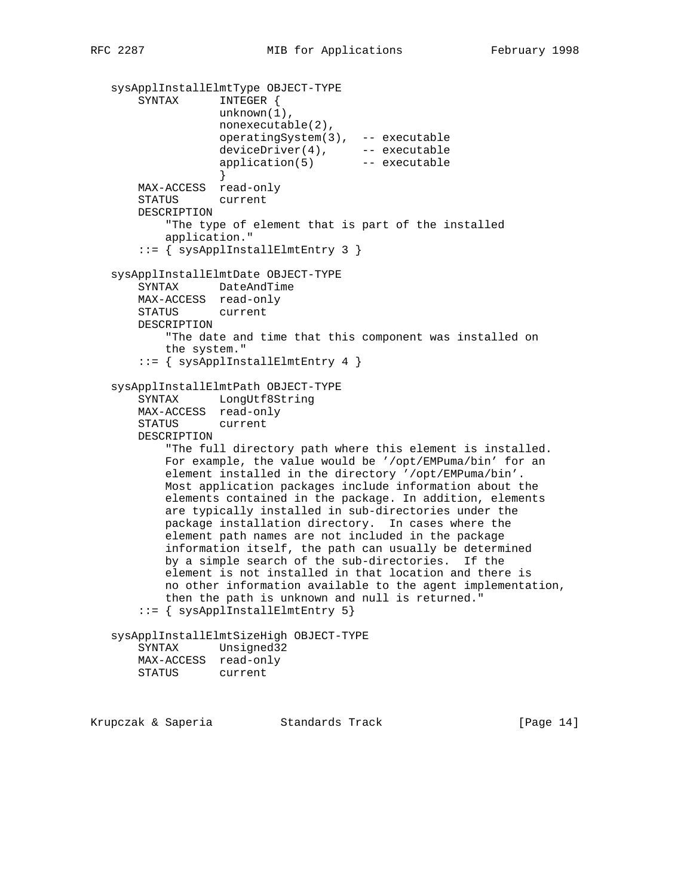```
   sysApplInstallElmtType OBJECT-TYPE
       SYNTAX      INTEGER {
                   unknown(1),
                   nonexecutable(2),
                   operatingSystem(3),  -- executable
                   deviceDriver(4),     -- executable
                   application(5)       -- executable
                   }
       MAX-ACCESS  read-only
       STATUS      current
       DESCRIPTION
           "The type of element that is part of the installed
           application."
       ::= { sysApplInstallElmtEntry 3 }

   sysApplInstallElmtDate OBJECT-TYPE
       SYNTAX      DateAndTime
       MAX-ACCESS  read-only
       STATUS      current
       DESCRIPTION
           "The date and time that this component was installed on
           the system."
       ::= { sysApplInstallElmtEntry 4 }

   sysApplInstallElmtPath OBJECT-TYPE
       SYNTAX      LongUtf8String
       MAX-ACCESS  read-only
       STATUS      current
       DESCRIPTION
           "The full directory path where this element is installed.
           For example, the value would be '/opt/EMPuma/bin' for an
           element installed in the directory '/opt/EMPuma/bin'.
           Most application packages include information about the
           elements contained in the package. In addition, elements
           are typically installed in sub-directories under the
           package installation directory.  In cases where the
           element path names are not included in the package
           information itself, the path can usually be determined
           by a simple search of the sub-directories.  If the
           element is not installed in that location and there is
           no other information available to the agent implementation,
           then the path is unknown and null is returned."
       ::= { sysApplInstallElmtEntry 5}

   sysApplInstallElmtSizeHigh OBJECT-TYPE
       SYNTAX      Unsigned32
       MAX-ACCESS  read-only
       STATUS      current
```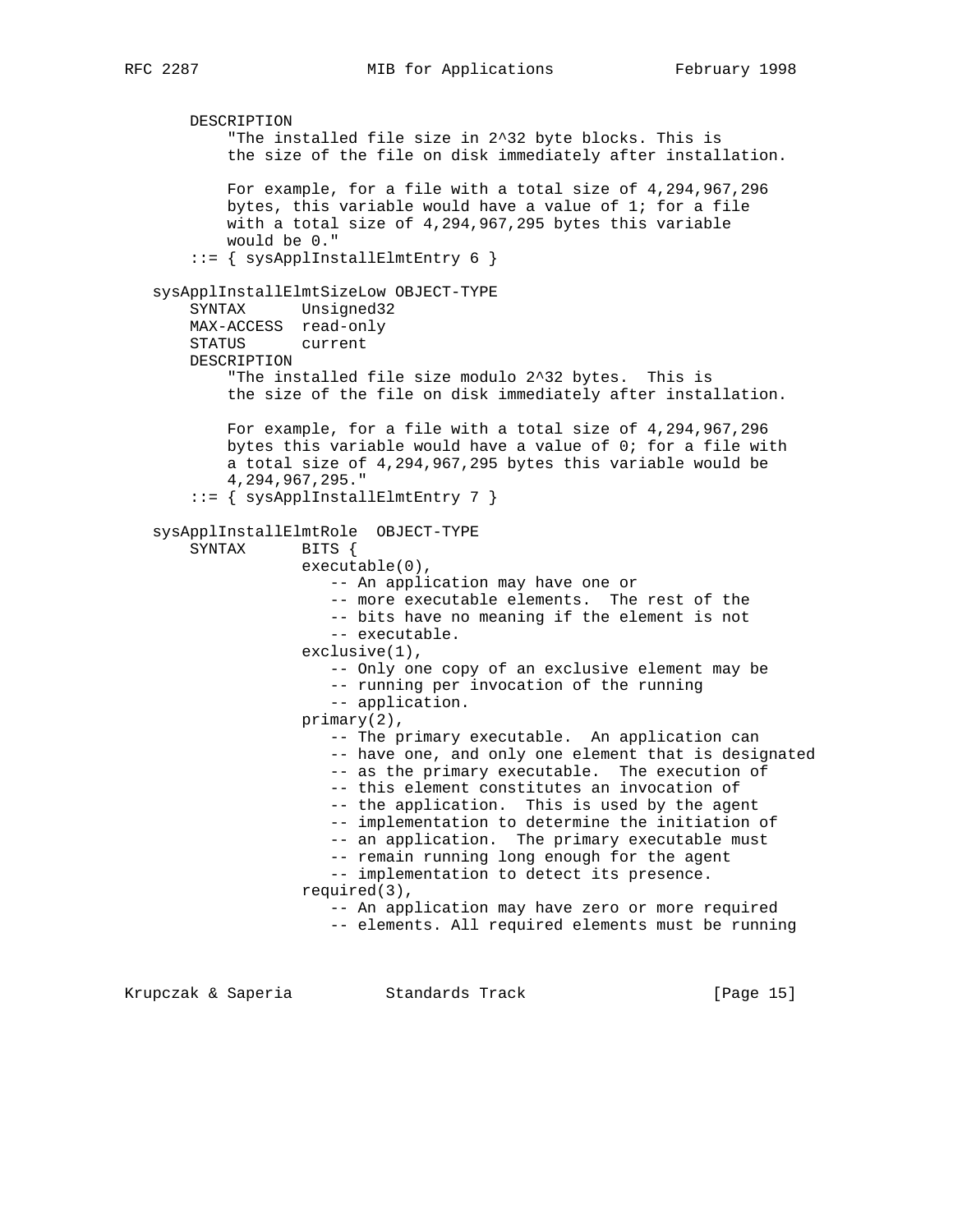```
       DESCRIPTION
           "The installed file size in 2^32 byte blocks. This is
           the size of the file on disk immediately after installation.

           For example, for a file with a total size of 4,294,967,296
           bytes, this variable would have a value of 1; for a file
           with a total size of 4,294,967,295 bytes this variable
           would be 0."
       ::= { sysApplInstallElmtEntry 6 }

   sysApplInstallElmtSizeLow OBJECT-TYPE
       SYNTAX      Unsigned32
       MAX-ACCESS  read-only
       STATUS      current
       DESCRIPTION
           "The installed file size modulo 2^32 bytes.  This is
           the size of the file on disk immediately after installation.

           For example, for a file with a total size of 4,294,967,296
           bytes this variable would have a value of 0; for a file with
           a total size of 4,294,967,295 bytes this variable would be
           4,294,967,295."
       ::= { sysApplInstallElmtEntry 7 }

   sysApplInstallElmtRole  OBJECT-TYPE
       SYNTAX      BITS {
                   executable(0),
                      -- An application may have one or
                      -- more executable elements.  The rest of the
                      -- bits have no meaning if the element is not
                      -- executable.
                   exclusive(1),
                      -- Only one copy of an exclusive element may be
                      -- running per invocation of the running
                      -- application.
                   primary(2),
                      -- The primary executable.  An application can
                      -- have one, and only one element that is designated
                      -- as the primary executable.  The execution of
                      -- this element constitutes an invocation of
                      -- the application.  This is used by the agent
                      -- implementation to determine the initiation of
                      -- an application.  The primary executable must
                      -- remain running long enough for the agent
                      -- implementation to detect its presence.
                   required(3),
                      -- An application may have zero or more required
                      -- elements. All required elements must be running
```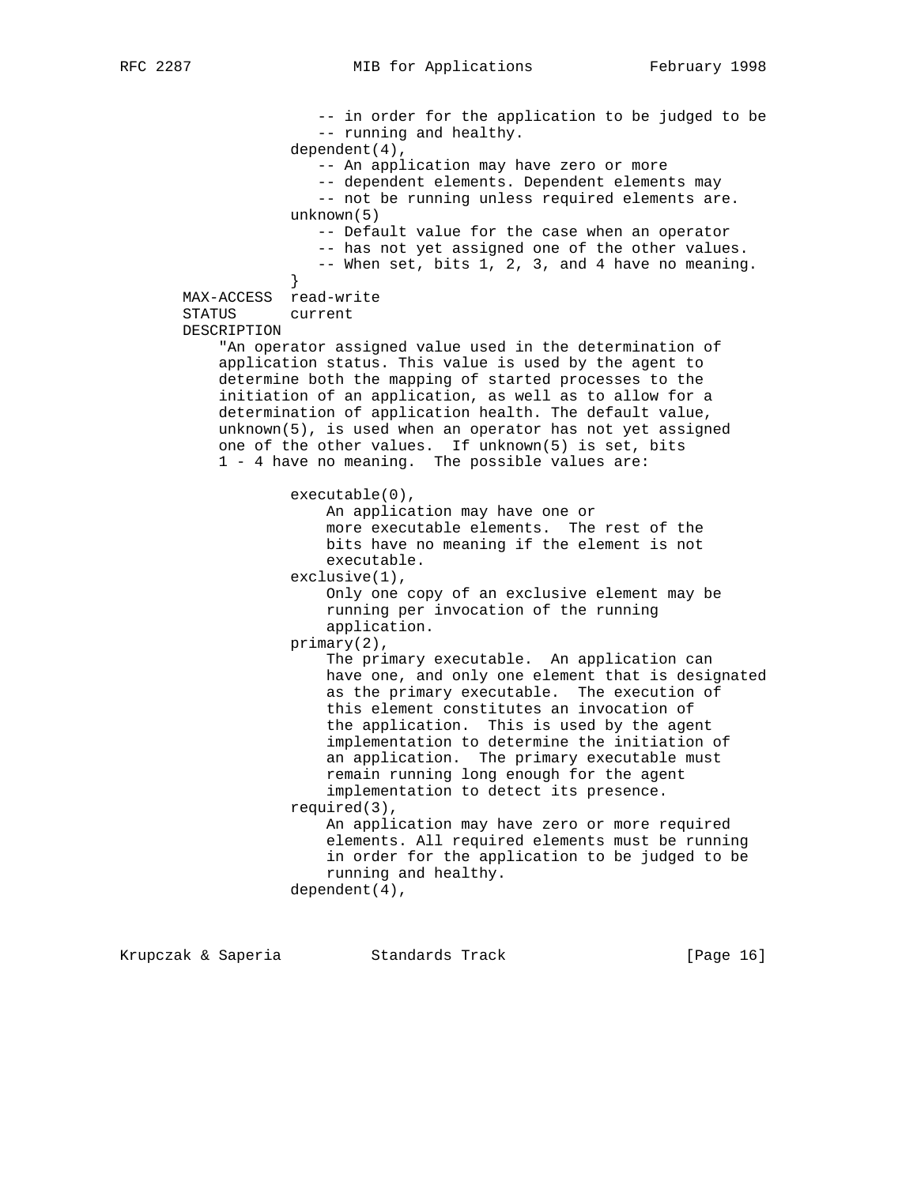```
                   -- in order for the application to be judged to be
                   -- running and healthy.
                dependent(4),
                   -- An application may have zero or more
                   -- dependent elements. Dependent elements may
                   -- not be running unless required elements are.
                unknown(5)
                   -- Default value for the case when an operator
                   -- has not yet assigned one of the other values.
                   -- When set, bits 1, 2, 3, and 4 have no meaning.
                }
        MAX-ACCESS  read-write
        STATUS      current
        DESCRIPTION
            "An operator assigned value used in the determination of
            application status. This value is used by the agent to
            determine both the mapping of started processes to the
            initiation of an application, as well as to allow for a
            determination of application health. The default value,
            unknown(5), is used when an operator has not yet assigned
            one of the other values.  If unknown(5) is set, bits
            1 - 4 have no meaning.  The possible values are:

                executable(0),
                    An application may have one or
                    more executable elements.  The rest of the
                    bits have no meaning if the element is not
                    executable.
                exclusive(1),
                    Only one copy of an exclusive element may be
                    running per invocation of the running
                    application.
                primary(2),
                    The primary executable.  An application can
                    have one, and only one element that is designated
                    as the primary executable.  The execution of
                    this element constitutes an invocation of
                    the application.  This is used by the agent
                    implementation to determine the initiation of
                    an application.  The primary executable must
                    remain running long enough for the agent
                    implementation to detect its presence.
                required(3),
                    An application may have zero or more required
                    elements. All required elements must be running
                    in order for the application to be judged to be
                    running and healthy.
                dependent(4),
```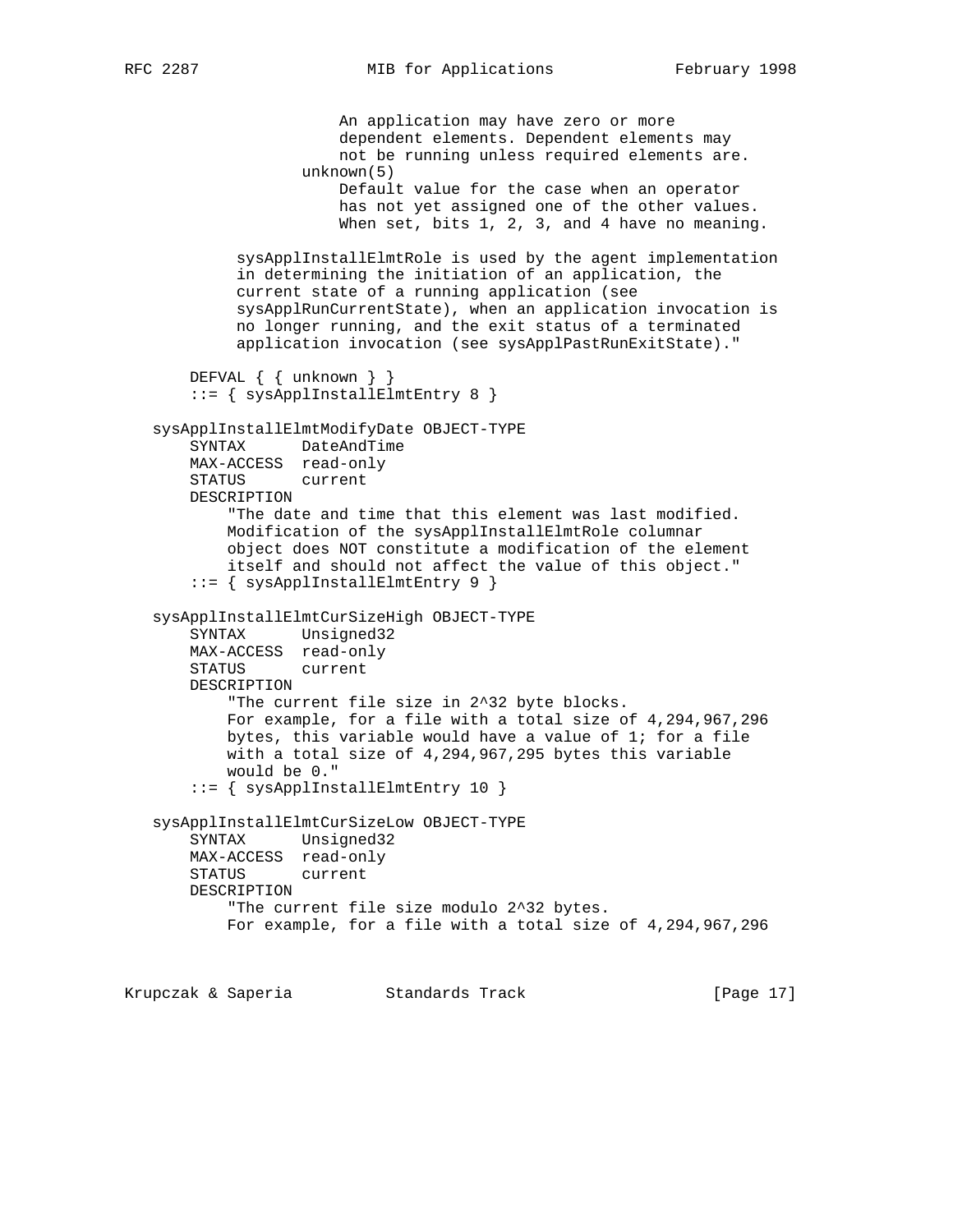```
                     An application may have zero or more
                     dependent elements. Dependent elements may
                     not be running unless required elements are.
                 unknown(5)
                     Default value for the case when an operator
                     has not yet assigned one of the other values.
                     When set, bits 1, 2, 3, and 4 have no meaning.

            sysApplInstallElmtRole is used by the agent implementation
            in determining the initiation of an application, the
            current state of a running application (see
            sysApplRunCurrentState), when an application invocation is
            no longer running, and the exit status of a terminated
            application invocation (see sysApplPastRunExitState)."

       DEFVAL { { unknown } }
       ::= { sysApplInstallElmtEntry 8 }

   sysApplInstallElmtModifyDate OBJECT-TYPE
       SYNTAX      DateAndTime
       MAX-ACCESS  read-only
       STATUS      current
       DESCRIPTION
           "The date and time that this element was last modified.
           Modification of the sysApplInstallElmtRole columnar
           object does NOT constitute a modification of the element
           itself and should not affect the value of this object."
       ::= { sysApplInstallElmtEntry 9 }

   sysApplInstallElmtCurSizeHigh OBJECT-TYPE
       SYNTAX      Unsigned32
       MAX-ACCESS  read-only
       STATUS      current
       DESCRIPTION
           "The current file size in 2^32 byte blocks.
           For example, for a file with a total size of 4,294,967,296
           bytes, this variable would have a value of 1; for a file
           with a total size of 4,294,967,295 bytes this variable
           would be 0."
       ::= { sysApplInstallElmtEntry 10 }

   sysApplInstallElmtCurSizeLow OBJECT-TYPE
       SYNTAX      Unsigned32
       MAX-ACCESS  read-only
       STATUS      current
       DESCRIPTION
           "The current file size modulo 2^32 bytes.
           For example, for a file with a total size of 4,294,967,296
```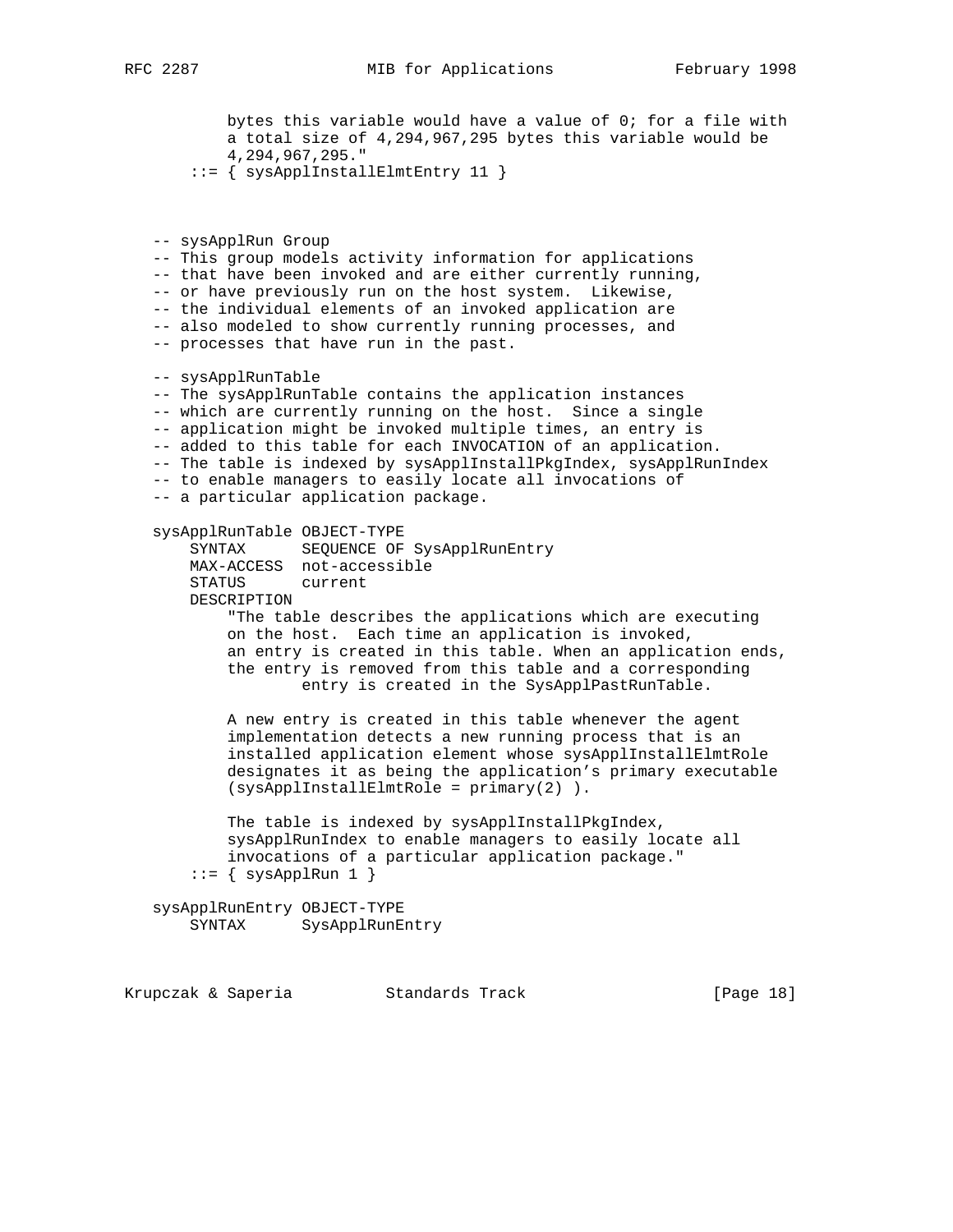```
          bytes this variable would have a value of 0; for a file with
          a total size of 4,294,967,295 bytes this variable would be
          4,294,967,295."
       ::= { sysApplInstallElmtEntry 11 }



   -- sysApplRun Group
   -- This group models activity information for applications
   -- that have been invoked and are either currently running,
   -- or have previously run on the host system.  Likewise,
   -- the individual elements of an invoked application are
   -- also modeled to show currently running processes, and
   -- processes that have run in the past.

   -- sysApplRunTable
   -- The sysApplRunTable contains the application instances
   -- which are currently running on the host.  Since a single
   -- application might be invoked multiple times, an entry is
   -- added to this table for each INVOCATION of an application.
   -- The table is indexed by sysApplInstallPkgIndex, sysApplRunIndex
   -- to enable managers to easily locate all invocations of
   -- a particular application package.

   sysApplRunTable OBJECT-TYPE
       SYNTAX      SEQUENCE OF SysApplRunEntry
       MAX-ACCESS  not-accessible
       STATUS      current
       DESCRIPTION
          "The table describes the applications which are executing
          on the host.  Each time an application is invoked,
          an entry is created in this table. When an application ends,
          the entry is removed from this table and a corresponding
                  entry is created in the SysApplPastRunTable.

          A new entry is created in this table whenever the agent
          implementation detects a new running process that is an
          installed application element whose sysApplInstallElmtRole
          designates it as being the application's primary executable
          (sysApplInstallElmtRole = primary(2) ).

          The table is indexed by sysApplInstallPkgIndex,
          sysApplRunIndex to enable managers to easily locate all
          invocations of a particular application package."
       ::= { sysApplRun 1 }

   sysApplRunEntry OBJECT-TYPE
       SYNTAX      SysApplRunEntry
```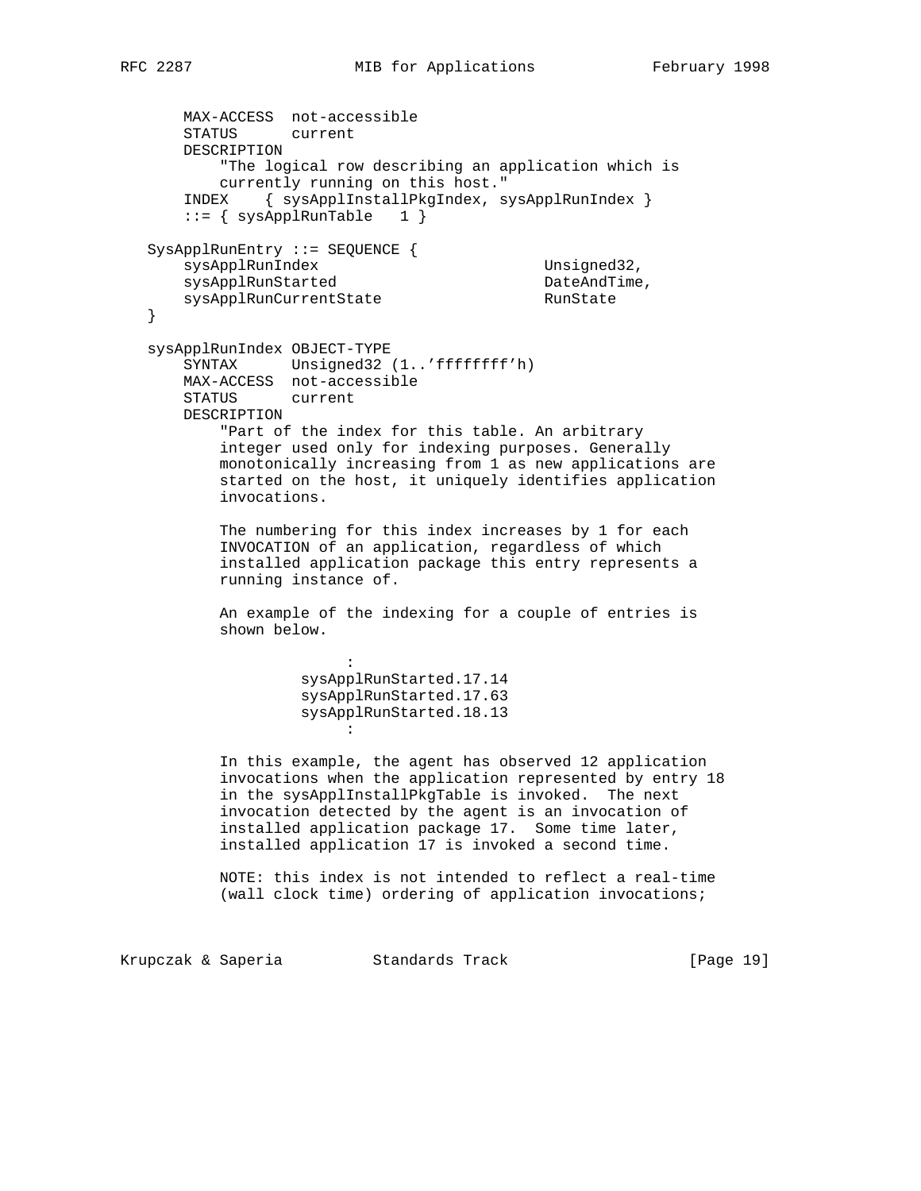```
       MAX-ACCESS  not-accessible
       STATUS      current
       DESCRIPTION
           "The logical row describing an application which is
           currently running on this host."
       INDEX    { sysApplInstallPkgIndex, sysApplRunIndex }
       ::= { sysApplRunTable   1 }

   SysApplRunEntry ::= SEQUENCE {
       sysApplRunIndex                         Unsigned32,
       sysApplRunStarted                       DateAndTime,
       sysApplRunCurrentState                  RunState
   }

   sysApplRunIndex OBJECT-TYPE
       SYNTAX      Unsigned32 (1..'ffffffff'h)
       MAX-ACCESS  not-accessible
       STATUS      current
       DESCRIPTION
           "Part of the index for this table. An arbitrary
           integer used only for indexing purposes. Generally
           monotonically increasing from 1 as new applications are
           started on the host, it uniquely identifies application
           invocations.

           The numbering for this index increases by 1 for each
           INVOCATION of an application, regardless of which
           installed application package this entry represents a
           running instance of.

           An example of the indexing for a couple of entries is
           shown below.

                        :
                   sysApplRunStarted.17.14
                   sysApplRunStarted.17.63
                   sysApplRunStarted.18.13
                        :

           In this example, the agent has observed 12 application
           invocations when the application represented by entry 18
           in the sysApplInstallPkgTable is invoked.  The next
           invocation detected by the agent is an invocation of
           installed application package 17.  Some time later,
           installed application 17 is invoked a second time.

           NOTE: this index is not intended to reflect a real-time
           (wall clock time) ordering of application invocations;
```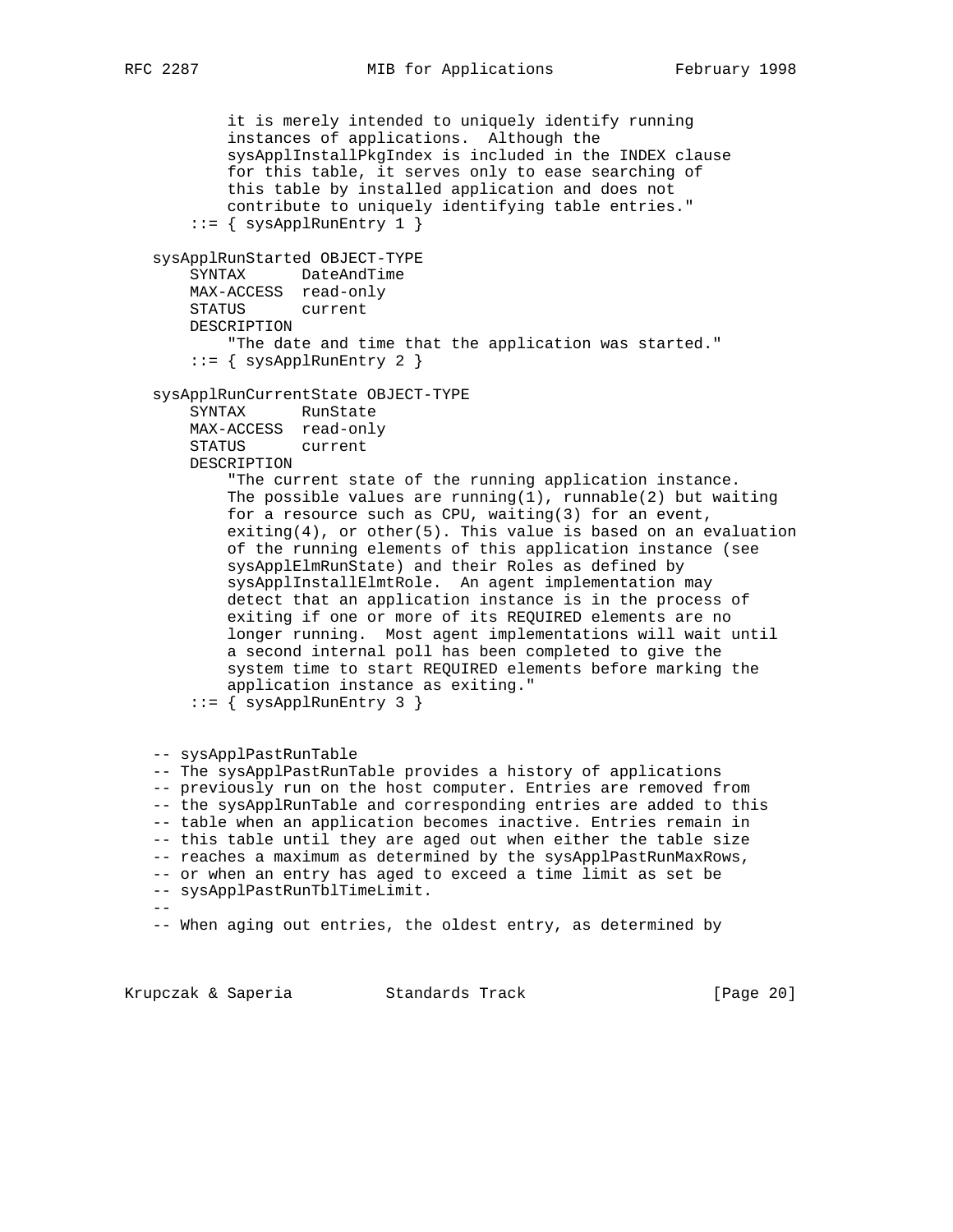```
           it is merely intended to uniquely identify running
           instances of applications.  Although the
           sysApplInstallPkgIndex is included in the INDEX clause
           for this table, it serves only to ease searching of
           this table by installed application and does not
           contribute to uniquely identifying table entries."
       ::= { sysApplRunEntry 1 }

   sysApplRunStarted OBJECT-TYPE
       SYNTAX      DateAndTime
       MAX-ACCESS  read-only
       STATUS      current
       DESCRIPTION
           "The date and time that the application was started."
       ::= { sysApplRunEntry 2 }

   sysApplRunCurrentState OBJECT-TYPE
       SYNTAX      RunState
       MAX-ACCESS  read-only
       STATUS      current
       DESCRIPTION
           "The current state of the running application instance.
           The possible values are running(1), runnable(2) but waiting
           for a resource such as CPU, waiting(3) for an event,
           exiting(4), or other(5). This value is based on an evaluation
           of the running elements of this application instance (see
           sysApplElmRunState) and their Roles as defined by
           sysApplInstallElmtRole.  An agent implementation may
           detect that an application instance is in the process of
           exiting if one or more of its REQUIRED elements are no
           longer running.  Most agent implementations will wait until
           a second internal poll has been completed to give the
           system time to start REQUIRED elements before marking the
           application instance as exiting."
       ::= { sysApplRunEntry 3 }


   -- sysApplPastRunTable
   -- The sysApplPastRunTable provides a history of applications
   -- previously run on the host computer. Entries are removed from
   -- the sysApplRunTable and corresponding entries are added to this
   -- table when an application becomes inactive. Entries remain in
   -- this table until they are aged out when either the table size
   -- reaches a maximum as determined by the sysApplPastRunMaxRows,
   -- or when an entry has aged to exceed a time limit as set be
   -- sysApplPastRunTblTimeLimit.
   --
   -- When aging out entries, the oldest entry, as determined by
```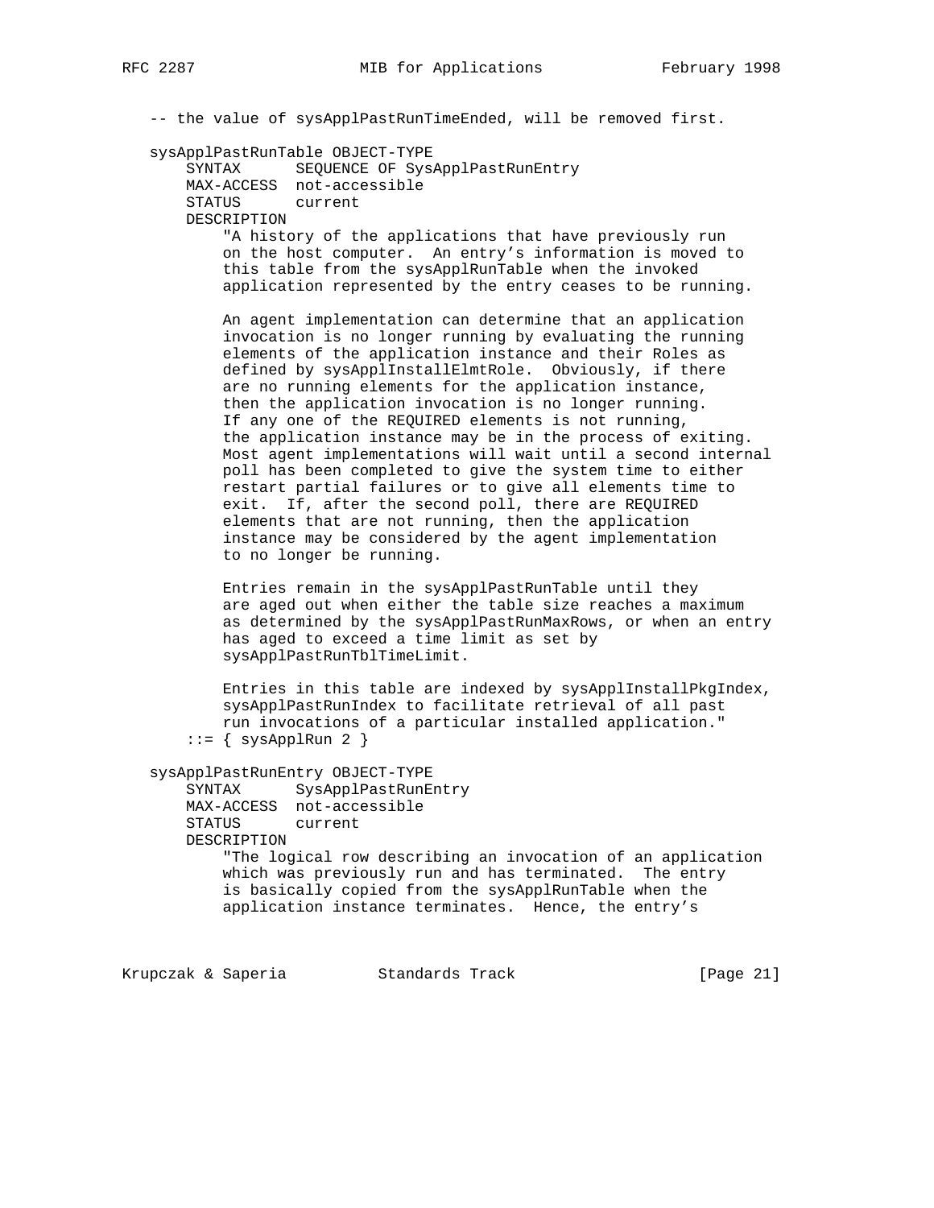```
   -- the value of sysApplPastRunTimeEnded, will be removed first.

   sysApplPastRunTable OBJECT-TYPE
       SYNTAX      SEQUENCE OF SysApplPastRunEntry
       MAX-ACCESS  not-accessible
       STATUS      current
       DESCRIPTION
           "A history of the applications that have previously run
           on the host computer.  An entry's information is moved to
           this table from the sysApplRunTable when the invoked
           application represented by the entry ceases to be running.

           An agent implementation can determine that an application
           invocation is no longer running by evaluating the running
           elements of the application instance and their Roles as
           defined by sysApplInstallElmtRole.  Obviously, if there
           are no running elements for the application instance,
           then the application invocation is no longer running.
           If any one of the REQUIRED elements is not running,
           the application instance may be in the process of exiting.
           Most agent implementations will wait until a second internal
           poll has been completed to give the system time to either
           restart partial failures or to give all elements time to
           exit.  If, after the second poll, there are REQUIRED
           elements that are not running, then the application
           instance may be considered by the agent implementation
           to no longer be running.

           Entries remain in the sysApplPastRunTable until they
           are aged out when either the table size reaches a maximum
           as determined by the sysApplPastRunMaxRows, or when an entry
           has aged to exceed a time limit as set by
           sysApplPastRunTblTimeLimit.

           Entries in this table are indexed by sysApplInstallPkgIndex,
           sysApplPastRunIndex to facilitate retrieval of all past
           run invocations of a particular installed application."
       ::= { sysApplRun 2 }

   sysApplPastRunEntry OBJECT-TYPE
       SYNTAX      SysApplPastRunEntry
       MAX-ACCESS  not-accessible
       STATUS      current
       DESCRIPTION
           "The logical row describing an invocation of an application
           which was previously run and has terminated.  The entry
           is basically copied from the sysApplRunTable when the
           application instance terminates.  Hence, the entry's
```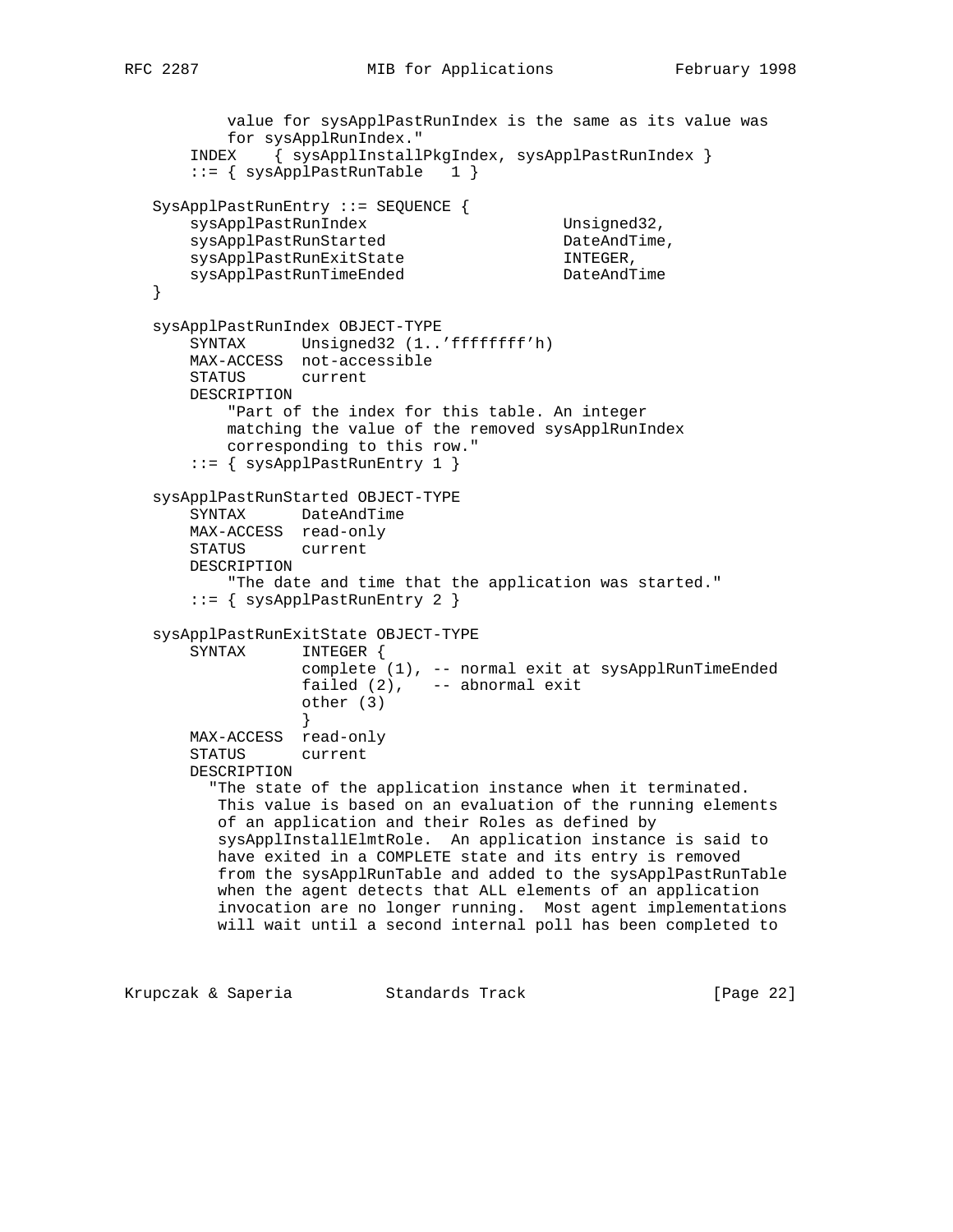```
          value for sysApplPastRunIndex is the same as its value was
          for sysApplRunIndex."
      INDEX    { sysApplInstallPkgIndex, sysApplPastRunIndex }
      ::= { sysApplPastRunTable   1 }

  SysApplPastRunEntry ::= SEQUENCE {
      sysApplPastRunIndex                     Unsigned32,
      sysApplPastRunStarted                   DateAndTime,
      sysApplPastRunExitState                 INTEGER,
      sysApplPastRunTimeEnded                 DateAndTime
  }

  sysApplPastRunIndex OBJECT-TYPE
      SYNTAX      Unsigned32 (1..'ffffffff'h)
      MAX-ACCESS  not-accessible
      STATUS      current
      DESCRIPTION
          "Part of the index for this table. An integer
          matching the value of the removed sysApplRunIndex
          corresponding to this row."
      ::= { sysApplPastRunEntry 1 }

  sysApplPastRunStarted OBJECT-TYPE
      SYNTAX      DateAndTime
      MAX-ACCESS  read-only
      STATUS      current
      DESCRIPTION
          "The date and time that the application was started."
      ::= { sysApplPastRunEntry 2 }

  sysApplPastRunExitState OBJECT-TYPE
      SYNTAX      INTEGER {
                  complete (1), -- normal exit at sysApplRunTimeEnded
                  failed (2),   -- abnormal exit
                  other (3)
                  }
      MAX-ACCESS  read-only
      STATUS      current
      DESCRIPTION
        "The state of the application instance when it terminated.
         This value is based on an evaluation of the running elements
         of an application and their Roles as defined by
         sysApplInstallElmtRole.  An application instance is said to
         have exited in a COMPLETE state and its entry is removed
         from the sysApplRunTable and added to the sysApplPastRunTable
         when the agent detects that ALL elements of an application
         invocation are no longer running.  Most agent implementations
         will wait until a second internal poll has been completed to
```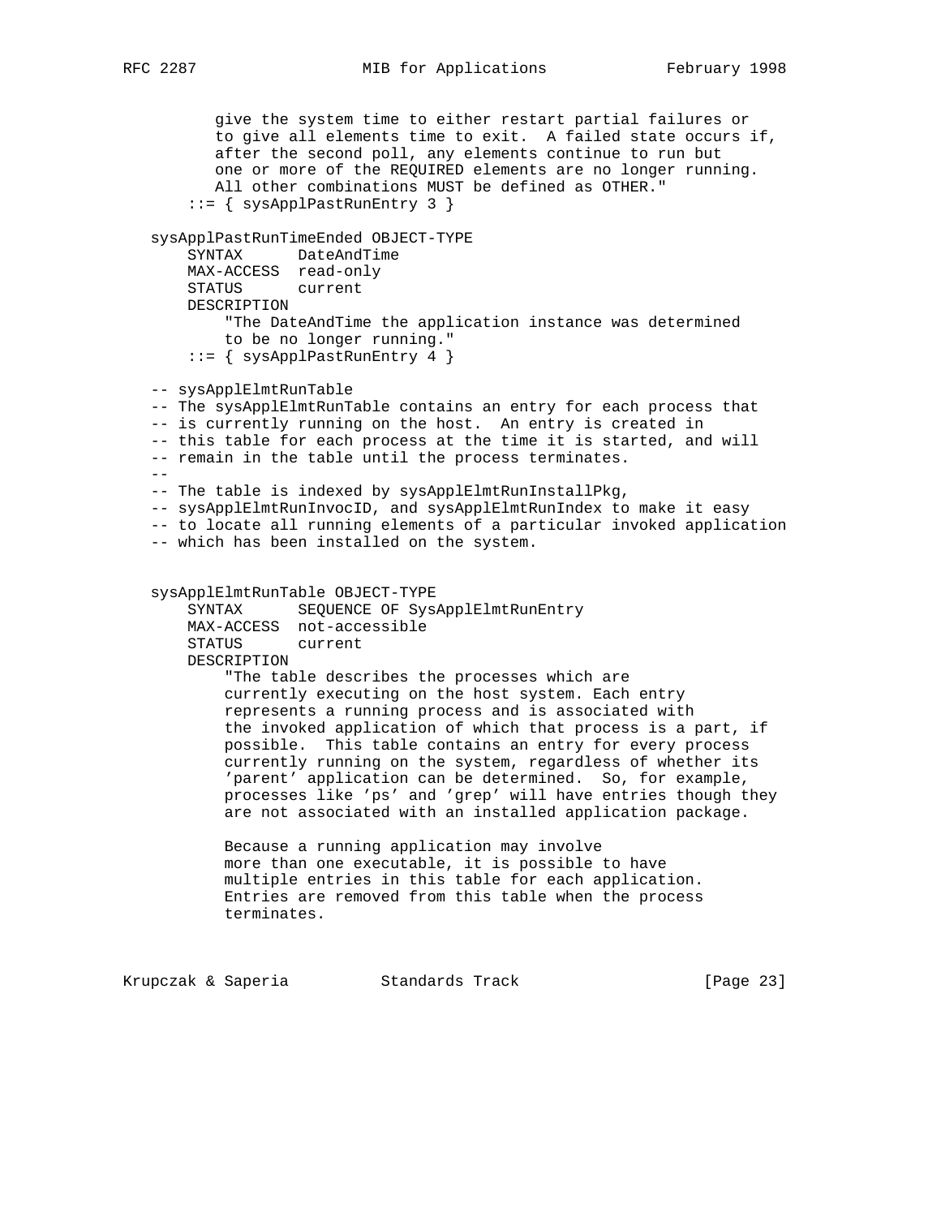```
          give the system time to either restart partial failures or
          to give all elements time to exit.  A failed state occurs if,
          after the second poll, any elements continue to run but
          one or more of the REQUIRED elements are no longer running.
          All other combinations MUST be defined as OTHER."
       ::= { sysApplPastRunEntry 3 }

   sysApplPastRunTimeEnded OBJECT-TYPE
       SYNTAX      DateAndTime
       MAX-ACCESS  read-only
       STATUS      current
       DESCRIPTION
           "The DateAndTime the application instance was determined
           to be no longer running."
       ::= { sysApplPastRunEntry 4 }

   -- sysApplElmtRunTable
   -- The sysApplElmtRunTable contains an entry for each process that
   -- is currently running on the host.  An entry is created in
   -- this table for each process at the time it is started, and will
   -- remain in the table until the process terminates.
   --
   -- The table is indexed by sysApplElmtRunInstallPkg,
   -- sysApplElmtRunInvocID, and sysApplElmtRunIndex to make it easy
   -- to locate all running elements of a particular invoked application
   -- which has been installed on the system.


   sysApplElmtRunTable OBJECT-TYPE
       SYNTAX      SEQUENCE OF SysApplElmtRunEntry
       MAX-ACCESS  not-accessible
       STATUS      current
       DESCRIPTION
           "The table describes the processes which are
           currently executing on the host system. Each entry
           represents a running process and is associated with
           the invoked application of which that process is a part, if
           possible.  This table contains an entry for every process
           currently running on the system, regardless of whether its
           'parent' application can be determined.  So, for example,
           processes like 'ps' and 'grep' will have entries though they
           are not associated with an installed application package.

           Because a running application may involve
           more than one executable, it is possible to have
           multiple entries in this table for each application.
           Entries are removed from this table when the process
           terminates.
```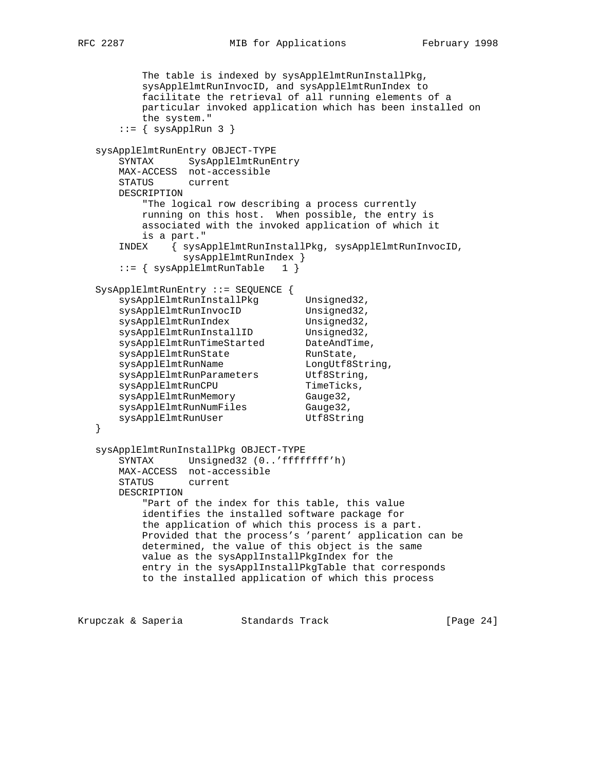```
          The table is indexed by sysApplElmtRunInstallPkg,
          sysApplElmtRunInvocID, and sysApplElmtRunIndex to
          facilitate the retrieval of all running elements of a
          particular invoked application which has been installed on
          the system."
       ::= { sysApplRun 3 }

   sysApplElmtRunEntry OBJECT-TYPE
       SYNTAX      SysApplElmtRunEntry
       MAX-ACCESS  not-accessible
       STATUS      current
       DESCRIPTION
           "The logical row describing a process currently
           running on this host.  When possible, the entry is
           associated with the invoked application of which it
           is a part."
       INDEX    { sysApplElmtRunInstallPkg, sysApplElmtRunInvocID,
                  sysApplElmtRunIndex }
       ::= { sysApplElmtRunTable   1 }

   SysApplElmtRunEntry ::= SEQUENCE {
       sysApplElmtRunInstallPkg        Unsigned32,
       sysApplElmtRunInvocID           Unsigned32,
       sysApplElmtRunIndex             Unsigned32,
       sysApplElmtRunInstallID         Unsigned32,
       sysApplElmtRunTimeStarted       DateAndTime,
       sysApplElmtRunState             RunState,
       sysApplElmtRunName              LongUtf8String,
       sysApplElmtRunParameters        Utf8String,
       sysApplElmtRunCPU               TimeTicks,
       sysApplElmtRunMemory            Gauge32,
       sysApplElmtRunNumFiles          Gauge32,
       sysApplElmtRunUser              Utf8String
   }

   sysApplElmtRunInstallPkg OBJECT-TYPE
       SYNTAX      Unsigned32 (0..'ffffffff'h)
       MAX-ACCESS  not-accessible
       STATUS      current
       DESCRIPTION
           "Part of the index for this table, this value
           identifies the installed software package for
           the application of which this process is a part.
           Provided that the process's 'parent' application can be
           determined, the value of this object is the same
           value as the sysApplInstallPkgIndex for the
           entry in the sysApplInstallPkgTable that corresponds
           to the installed application of which this process
```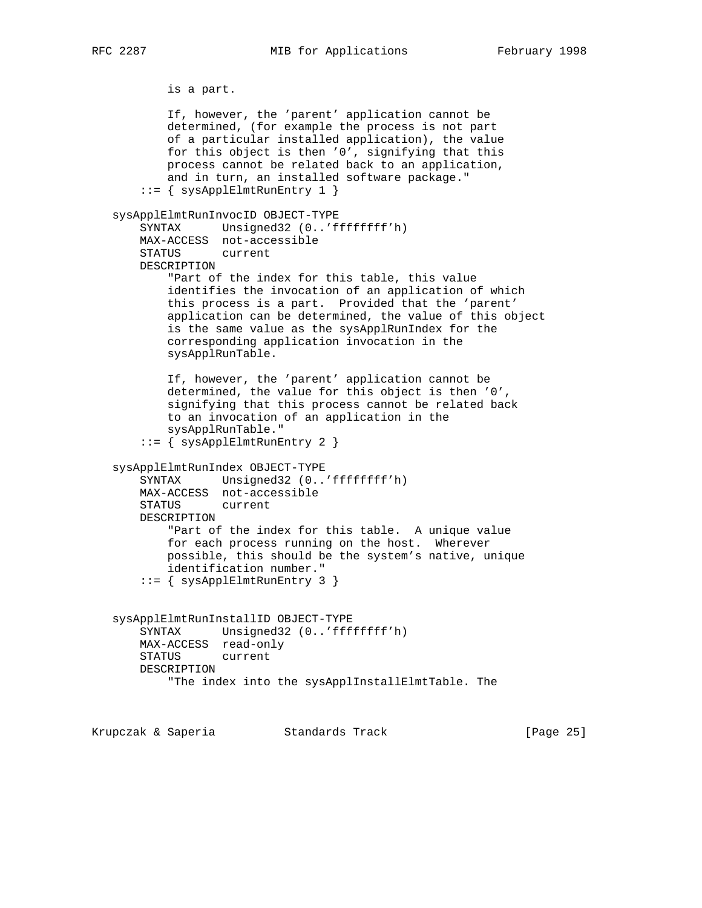```
          is a part.

          If, however, the 'parent' application cannot be
          determined, (for example the process is not part
          of a particular installed application), the value
          for this object is then '0', signifying that this
          process cannot be related back to an application,
          and in turn, an installed software package."
      ::= { sysApplElmtRunEntry 1 }

   sysApplElmtRunInvocID OBJECT-TYPE
      SYNTAX      Unsigned32 (0..'ffffffff'h)
      MAX-ACCESS  not-accessible
      STATUS      current
      DESCRIPTION
          "Part of the index for this table, this value
          identifies the invocation of an application of which
          this process is a part.  Provided that the 'parent'
          application can be determined, the value of this object
          is the same value as the sysApplRunIndex for the
          corresponding application invocation in the
          sysApplRunTable.

          If, however, the 'parent' application cannot be
          determined, the value for this object is then '0',
          signifying that this process cannot be related back
          to an invocation of an application in the
          sysApplRunTable."
      ::= { sysApplElmtRunEntry 2 }

   sysApplElmtRunIndex OBJECT-TYPE
      SYNTAX      Unsigned32 (0..'ffffffff'h)
      MAX-ACCESS  not-accessible
      STATUS      current
      DESCRIPTION
          "Part of the index for this table.  A unique value
          for each process running on the host.  Wherever
          possible, this should be the system's native, unique
          identification number."
      ::= { sysApplElmtRunEntry 3 }


   sysApplElmtRunInstallID OBJECT-TYPE
      SYNTAX      Unsigned32 (0..'ffffffff'h)
      MAX-ACCESS  read-only
      STATUS      current
      DESCRIPTION
          "The index into the sysApplInstallElmtTable. The
```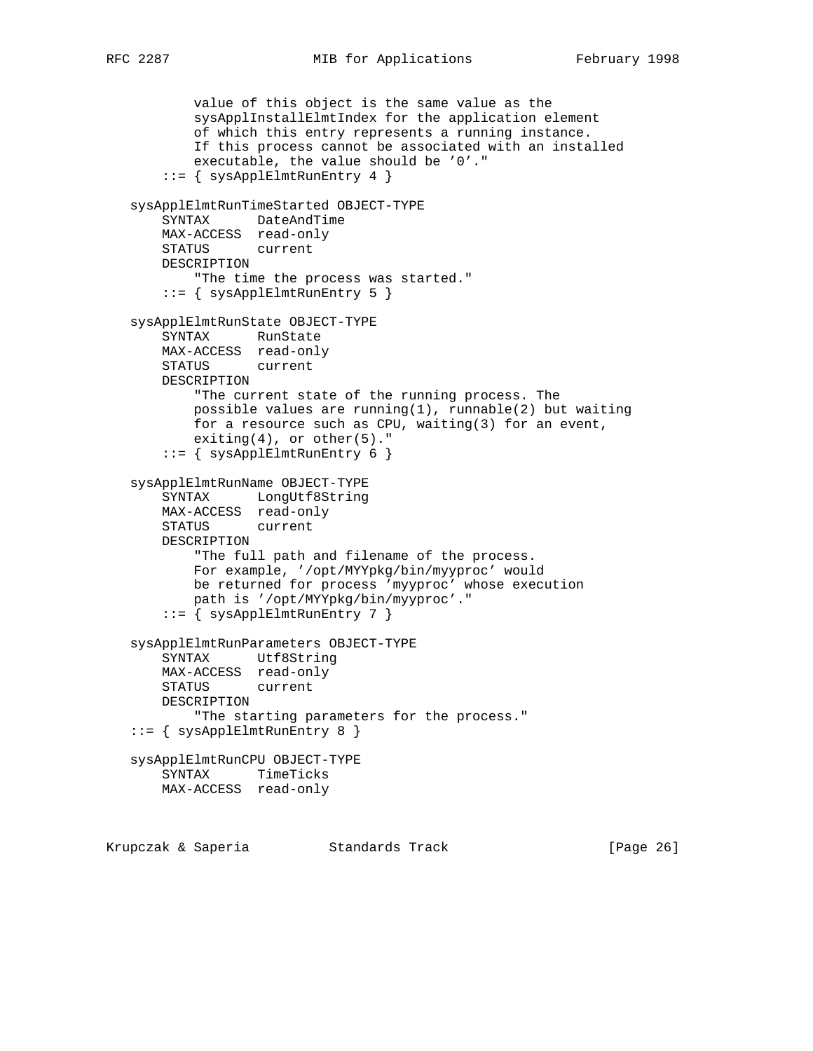```
           value of this object is the same value as the
           sysApplInstallElmtIndex for the application element
           of which this entry represents a running instance.
           If this process cannot be associated with an installed
           executable, the value should be '0'."
       ::= { sysApplElmtRunEntry 4 }

   sysApplElmtRunTimeStarted OBJECT-TYPE
       SYNTAX      DateAndTime
       MAX-ACCESS  read-only
       STATUS      current
       DESCRIPTION
           "The time the process was started."
       ::= { sysApplElmtRunEntry 5 }

   sysApplElmtRunState OBJECT-TYPE
       SYNTAX      RunState
       MAX-ACCESS  read-only
       STATUS      current
       DESCRIPTION
           "The current state of the running process. The
           possible values are running(1), runnable(2) but waiting
           for a resource such as CPU, waiting(3) for an event,
           exiting(4), or other(5)."
       ::= { sysApplElmtRunEntry 6 }

   sysApplElmtRunName OBJECT-TYPE
       SYNTAX      LongUtf8String
       MAX-ACCESS  read-only
       STATUS      current
       DESCRIPTION
           "The full path and filename of the process.
           For example, '/opt/MYYpkg/bin/myyproc' would
           be returned for process 'myyproc' whose execution
           path is '/opt/MYYpkg/bin/myyproc'."
       ::= { sysApplElmtRunEntry 7 }

   sysApplElmtRunParameters OBJECT-TYPE
       SYNTAX      Utf8String
       MAX-ACCESS  read-only
       STATUS      current
       DESCRIPTION
           "The starting parameters for the process."
   ::= { sysApplElmtRunEntry 8 }

   sysApplElmtRunCPU OBJECT-TYPE
       SYNTAX      TimeTicks
       MAX-ACCESS  read-only
```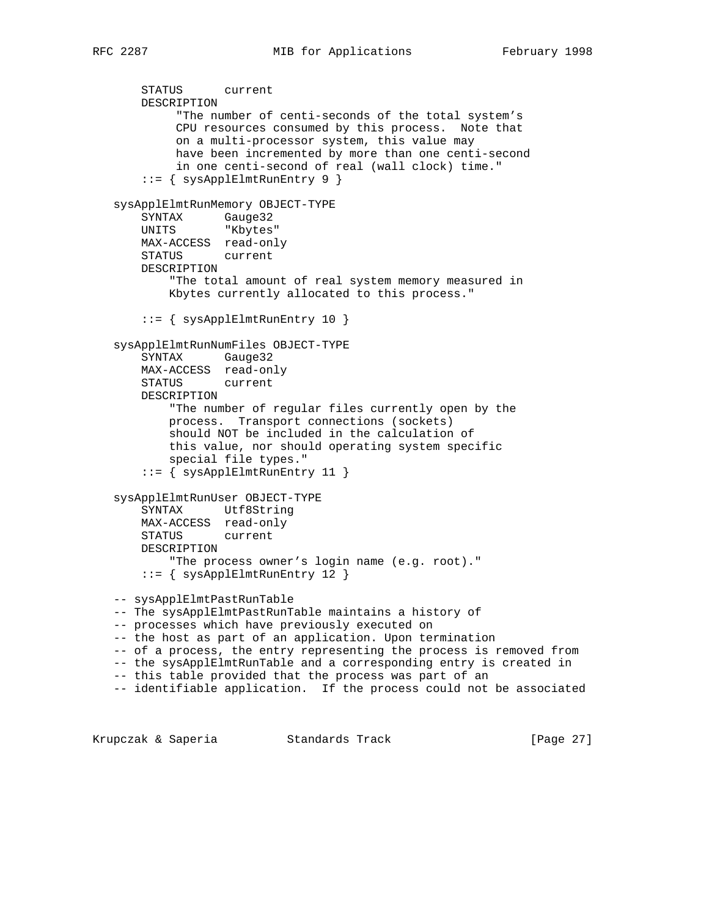```
       STATUS      current
       DESCRIPTION
            "The number of centi-seconds of the total system's
            CPU resources consumed by this process.  Note that
            on a multi-processor system, this value may
            have been incremented by more than one centi-second
            in one centi-second of real (wall clock) time."
       ::= { sysApplElmtRunEntry 9 }

   sysApplElmtRunMemory OBJECT-TYPE
       SYNTAX      Gauge32
       UNITS       "Kbytes"
       MAX-ACCESS  read-only
       STATUS      current
       DESCRIPTION
           "The total amount of real system memory measured in
           Kbytes currently allocated to this process."

       ::= { sysApplElmtRunEntry 10 }

   sysApplElmtRunNumFiles OBJECT-TYPE
       SYNTAX      Gauge32
       MAX-ACCESS  read-only
       STATUS      current
       DESCRIPTION
           "The number of regular files currently open by the
           process.  Transport connections (sockets)
           should NOT be included in the calculation of
           this value, nor should operating system specific
           special file types."
       ::= { sysApplElmtRunEntry 11 }

   sysApplElmtRunUser OBJECT-TYPE
       SYNTAX      Utf8String
       MAX-ACCESS  read-only
       STATUS      current
       DESCRIPTION
           "The process owner's login name (e.g. root)."
       ::= { sysApplElmtRunEntry 12 }

   -- sysApplElmtPastRunTable
   -- The sysApplElmtPastRunTable maintains a history of
   -- processes which have previously executed on
   -- the host as part of an application. Upon termination
   -- of a process, the entry representing the process is removed from
   -- the sysApplElmtRunTable and a corresponding entry is created in
   -- this table provided that the process was part of an
   -- identifiable application.  If the process could not be associated
```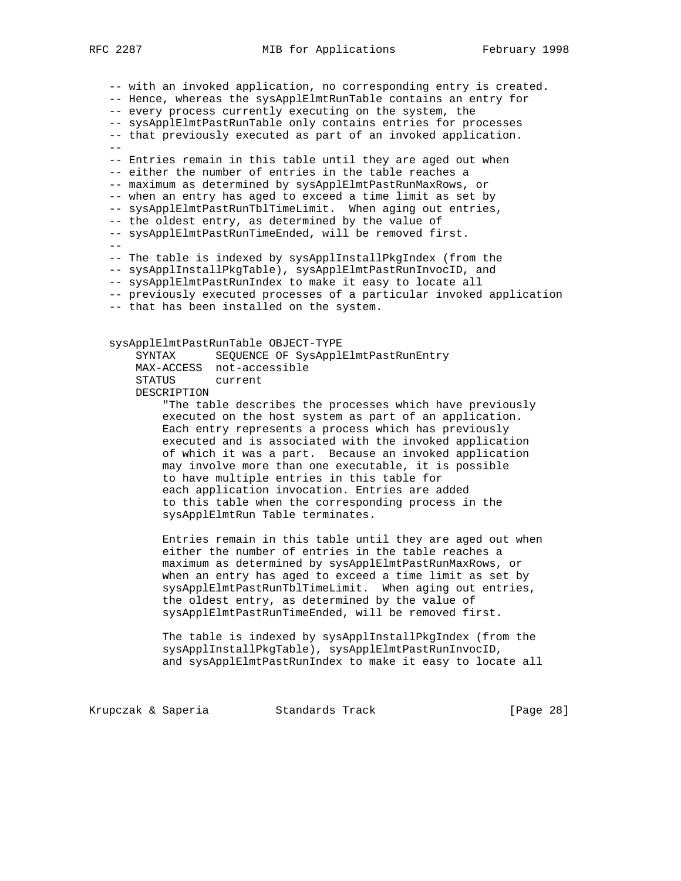```
   -- with an invoked application, no corresponding entry is created.
   -- Hence, whereas the sysApplElmtRunTable contains an entry for
   -- every process currently executing on the system, the
   -- sysApplElmtPastRunTable only contains entries for processes
   -- that previously executed as part of an invoked application.
   --
   -- Entries remain in this table until they are aged out when
   -- either the number of entries in the table reaches a
   -- maximum as determined by sysApplElmtPastRunMaxRows, or
   -- when an entry has aged to exceed a time limit as set by
   -- sysApplElmtPastRunTblTimeLimit.  When aging out entries,
   -- the oldest entry, as determined by the value of
   -- sysApplElmtPastRunTimeEnded, will be removed first.
   --
   -- The table is indexed by sysApplInstallPkgIndex (from the
   -- sysApplInstallPkgTable), sysApplElmtPastRunInvocID, and
   -- sysApplElmtPastRunIndex to make it easy to locate all
   -- previously executed processes of a particular invoked application
   -- that has been installed on the system.


   sysApplElmtPastRunTable OBJECT-TYPE
       SYNTAX      SEQUENCE OF SysApplElmtPastRunEntry
       MAX-ACCESS  not-accessible
       STATUS      current
       DESCRIPTION
           "The table describes the processes which have previously
           executed on the host system as part of an application.
           Each entry represents a process which has previously
           executed and is associated with the invoked application
           of which it was a part.  Because an invoked application
           may involve more than one executable, it is possible
           to have multiple entries in this table for
           each application invocation. Entries are added
           to this table when the corresponding process in the
           sysApplElmtRun Table terminates.

           Entries remain in this table until they are aged out when
           either the number of entries in the table reaches a
           maximum as determined by sysApplElmtPastRunMaxRows, or
           when an entry has aged to exceed a time limit as set by
           sysApplElmtPastRunTblTimeLimit.  When aging out entries,
           the oldest entry, as determined by the value of
           sysApplElmtPastRunTimeEnded, will be removed first.

           The table is indexed by sysApplInstallPkgIndex (from the
           sysApplInstallPkgTable), sysApplElmtPastRunInvocID,
           and sysApplElmtPastRunIndex to make it easy to locate all
```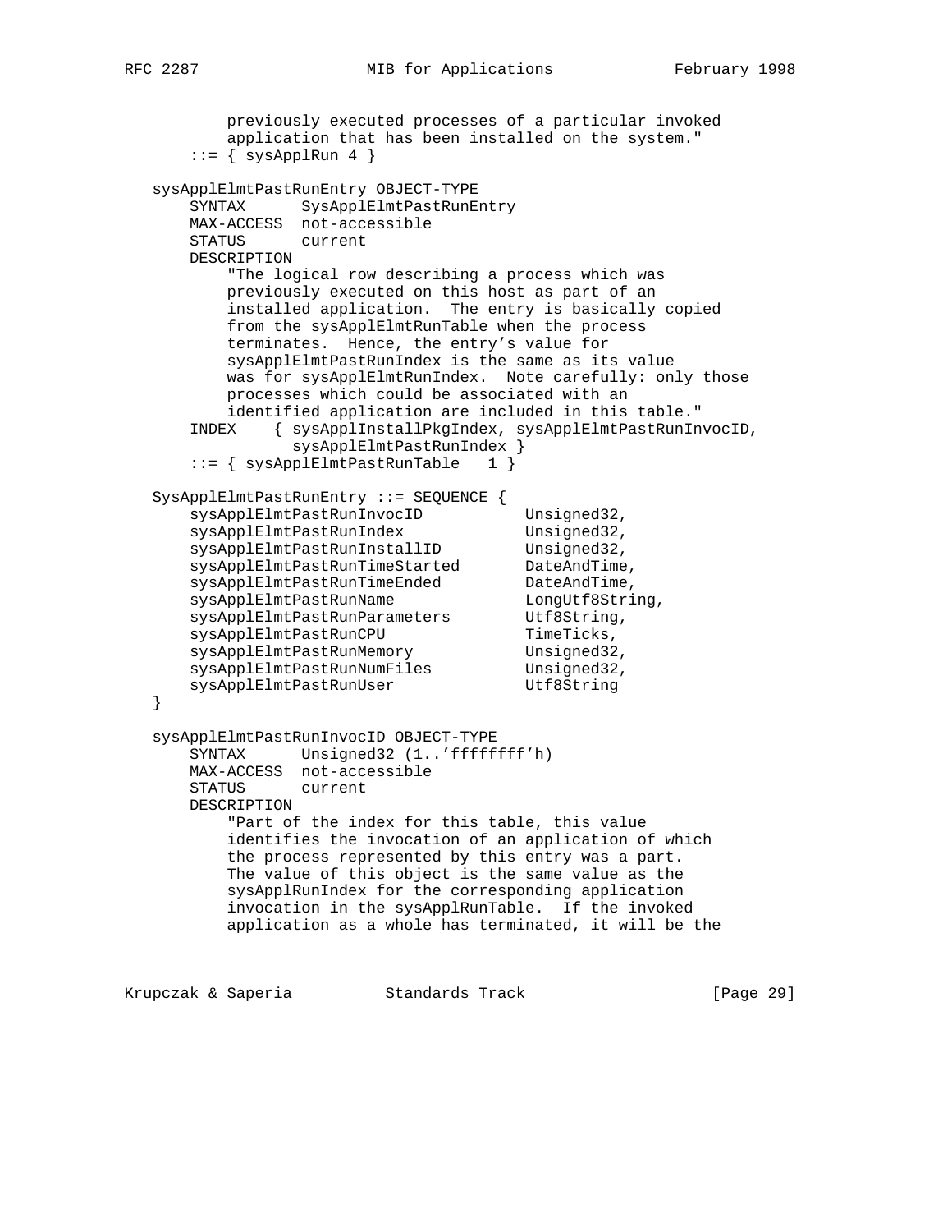```
          previously executed processes of a particular invoked
          application that has been installed on the system."
      ::= { sysApplRun 4 }

  sysApplElmtPastRunEntry OBJECT-TYPE
      SYNTAX      SysApplElmtPastRunEntry
      MAX-ACCESS  not-accessible
      STATUS      current
      DESCRIPTION
          "The logical row describing a process which was
          previously executed on this host as part of an
          installed application.  The entry is basically copied
          from the sysApplElmtRunTable when the process
          terminates.  Hence, the entry's value for
          sysApplElmtPastRunIndex is the same as its value
          was for sysApplElmtRunIndex.  Note carefully: only those
          processes which could be associated with an
          identified application are included in this table."
      INDEX    { sysApplInstallPkgIndex, sysApplElmtPastRunInvocID,
                 sysApplElmtPastRunIndex }
      ::= { sysApplElmtPastRunTable   1 }

  SysApplElmtPastRunEntry ::= SEQUENCE {
      sysApplElmtPastRunInvocID           Unsigned32,
      sysApplElmtPastRunIndex             Unsigned32,
      sysApplElmtPastRunInstallID         Unsigned32,
      sysApplElmtPastRunTimeStarted       DateAndTime,
      sysApplElmtPastRunTimeEnded         DateAndTime,
      sysApplElmtPastRunName              LongUtf8String,
      sysApplElmtPastRunParameters        Utf8String,
      sysApplElmtPastRunCPU               TimeTicks,
      sysApplElmtPastRunMemory            Unsigned32,
      sysApplElmtPastRunNumFiles          Unsigned32,
      sysApplElmtPastRunUser              Utf8String
  }

  sysApplElmtPastRunInvocID OBJECT-TYPE
      SYNTAX      Unsigned32 (1..'ffffffff'h)
      MAX-ACCESS  not-accessible
      STATUS      current
      DESCRIPTION
          "Part of the index for this table, this value
          identifies the invocation of an application of which
          the process represented by this entry was a part.
          The value of this object is the same value as the
          sysApplRunIndex for the corresponding application
          invocation in the sysApplRunTable.  If the invoked
          application as a whole has terminated, it will be the
```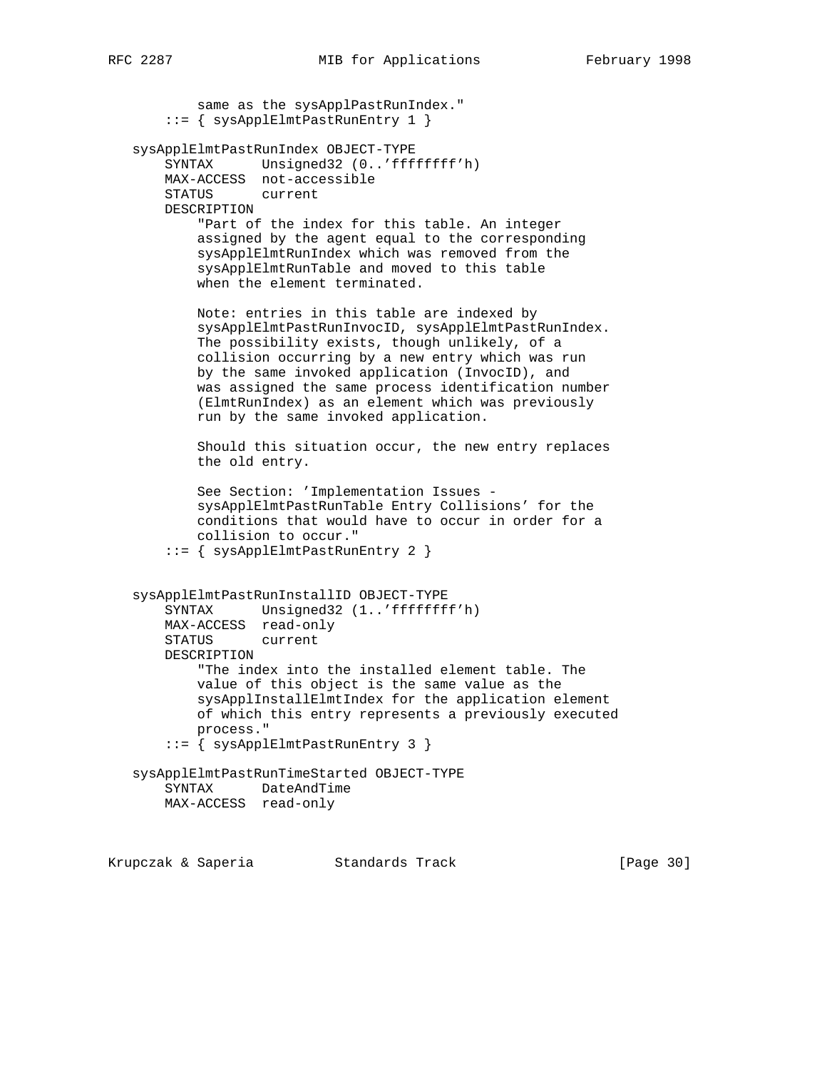```
          same as the sysApplPastRunIndex."
      ::= { sysApplElmtPastRunEntry 1 }

  sysApplElmtPastRunIndex OBJECT-TYPE
      SYNTAX      Unsigned32 (0..'ffffffff'h)
      MAX-ACCESS  not-accessible
      STATUS      current
      DESCRIPTION
          "Part of the index for this table. An integer
          assigned by the agent equal to the corresponding
          sysApplElmtRunIndex which was removed from the
          sysApplElmtRunTable and moved to this table
          when the element terminated.

          Note: entries in this table are indexed by
          sysApplElmtPastRunInvocID, sysApplElmtPastRunIndex.
          The possibility exists, though unlikely, of a
          collision occurring by a new entry which was run
          by the same invoked application (InvocID), and
          was assigned the same process identification number
          (ElmtRunIndex) as an element which was previously
          run by the same invoked application.

          Should this situation occur, the new entry replaces
          the old entry.

          See Section: 'Implementation Issues -
          sysApplElmtPastRunTable Entry Collisions' for the
          conditions that would have to occur in order for a
          collision to occur."
      ::= { sysApplElmtPastRunEntry 2 }


  sysApplElmtPastRunInstallID OBJECT-TYPE
      SYNTAX      Unsigned32 (1..'ffffffff'h)
      MAX-ACCESS  read-only
      STATUS      current
      DESCRIPTION
          "The index into the installed element table. The
          value of this object is the same value as the
          sysApplInstallElmtIndex for the application element
          of which this entry represents a previously executed
          process."
      ::= { sysApplElmtPastRunEntry 3 }

  sysApplElmtPastRunTimeStarted OBJECT-TYPE
      SYNTAX      DateAndTime
      MAX-ACCESS  read-only
```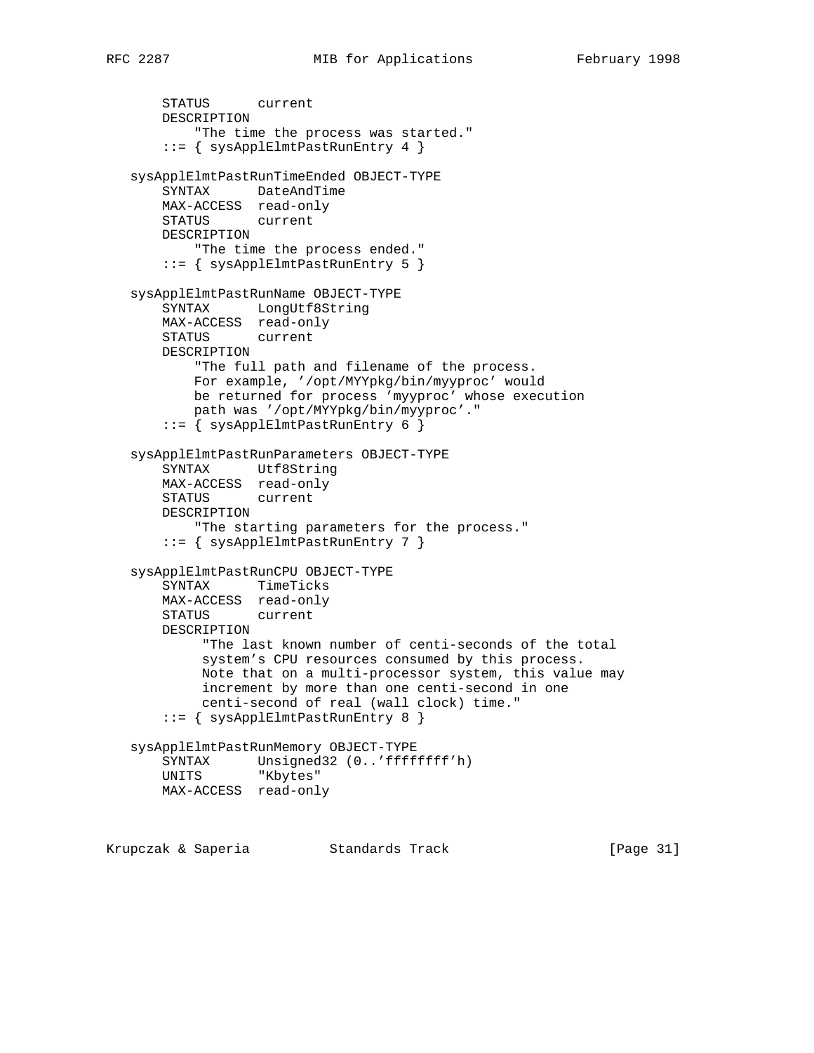```
       STATUS      current
       DESCRIPTION
           "The time the process was started."
       ::= { sysApplElmtPastRunEntry 4 }

   sysApplElmtPastRunTimeEnded OBJECT-TYPE
       SYNTAX      DateAndTime
       MAX-ACCESS  read-only
       STATUS      current
       DESCRIPTION
           "The time the process ended."
       ::= { sysApplElmtPastRunEntry 5 }

   sysApplElmtPastRunName OBJECT-TYPE
       SYNTAX      LongUtf8String
       MAX-ACCESS  read-only
       STATUS      current
       DESCRIPTION
           "The full path and filename of the process.
           For example, '/opt/MYYpkg/bin/myyproc' would
           be returned for process 'myyproc' whose execution
           path was '/opt/MYYpkg/bin/myyproc'."
       ::= { sysApplElmtPastRunEntry 6 }

   sysApplElmtPastRunParameters OBJECT-TYPE
       SYNTAX      Utf8String
       MAX-ACCESS  read-only
       STATUS      current
       DESCRIPTION
           "The starting parameters for the process."
       ::= { sysApplElmtPastRunEntry 7 }

   sysApplElmtPastRunCPU OBJECT-TYPE
       SYNTAX      TimeTicks
       MAX-ACCESS  read-only
       STATUS      current
       DESCRIPTION
            "The last known number of centi-seconds of the total
            system's CPU resources consumed by this process.
            Note that on a multi-processor system, this value may
            increment by more than one centi-second in one
            centi-second of real (wall clock) time."
       ::= { sysApplElmtPastRunEntry 8 }

   sysApplElmtPastRunMemory OBJECT-TYPE
       SYNTAX      Unsigned32 (0..'ffffffff'h)
       UNITS       "Kbytes"
       MAX-ACCESS  read-only
```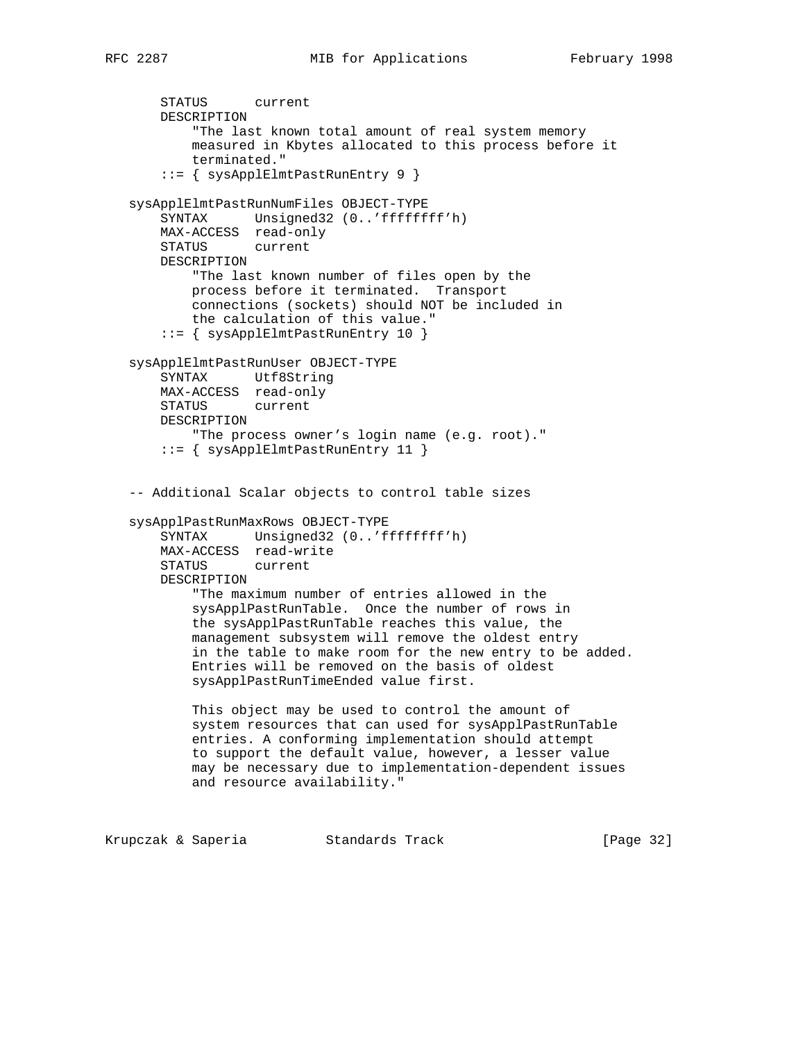```
       STATUS      current
       DESCRIPTION
           "The last known total amount of real system memory
           measured in Kbytes allocated to this process before it
           terminated."
       ::= { sysApplElmtPastRunEntry 9 }

   sysApplElmtPastRunNumFiles OBJECT-TYPE
       SYNTAX      Unsigned32 (0..'ffffffff'h)
       MAX-ACCESS  read-only
       STATUS      current
       DESCRIPTION
           "The last known number of files open by the
           process before it terminated.  Transport
           connections (sockets) should NOT be included in
           the calculation of this value."
       ::= { sysApplElmtPastRunEntry 10 }

   sysApplElmtPastRunUser OBJECT-TYPE
       SYNTAX      Utf8String
       MAX-ACCESS  read-only
       STATUS      current
       DESCRIPTION
           "The process owner's login name (e.g. root)."
       ::= { sysApplElmtPastRunEntry 11 }


   -- Additional Scalar objects to control table sizes

   sysApplPastRunMaxRows OBJECT-TYPE
       SYNTAX      Unsigned32 (0..'ffffffff'h)
       MAX-ACCESS  read-write
       STATUS      current
       DESCRIPTION
           "The maximum number of entries allowed in the
           sysApplPastRunTable.  Once the number of rows in
           the sysApplPastRunTable reaches this value, the
           management subsystem will remove the oldest entry
           in the table to make room for the new entry to be added.
           Entries will be removed on the basis of oldest
           sysApplPastRunTimeEnded value first.

           This object may be used to control the amount of
           system resources that can used for sysApplPastRunTable
           entries. A conforming implementation should attempt
           to support the default value, however, a lesser value
           may be necessary due to implementation-dependent issues
           and resource availability."
```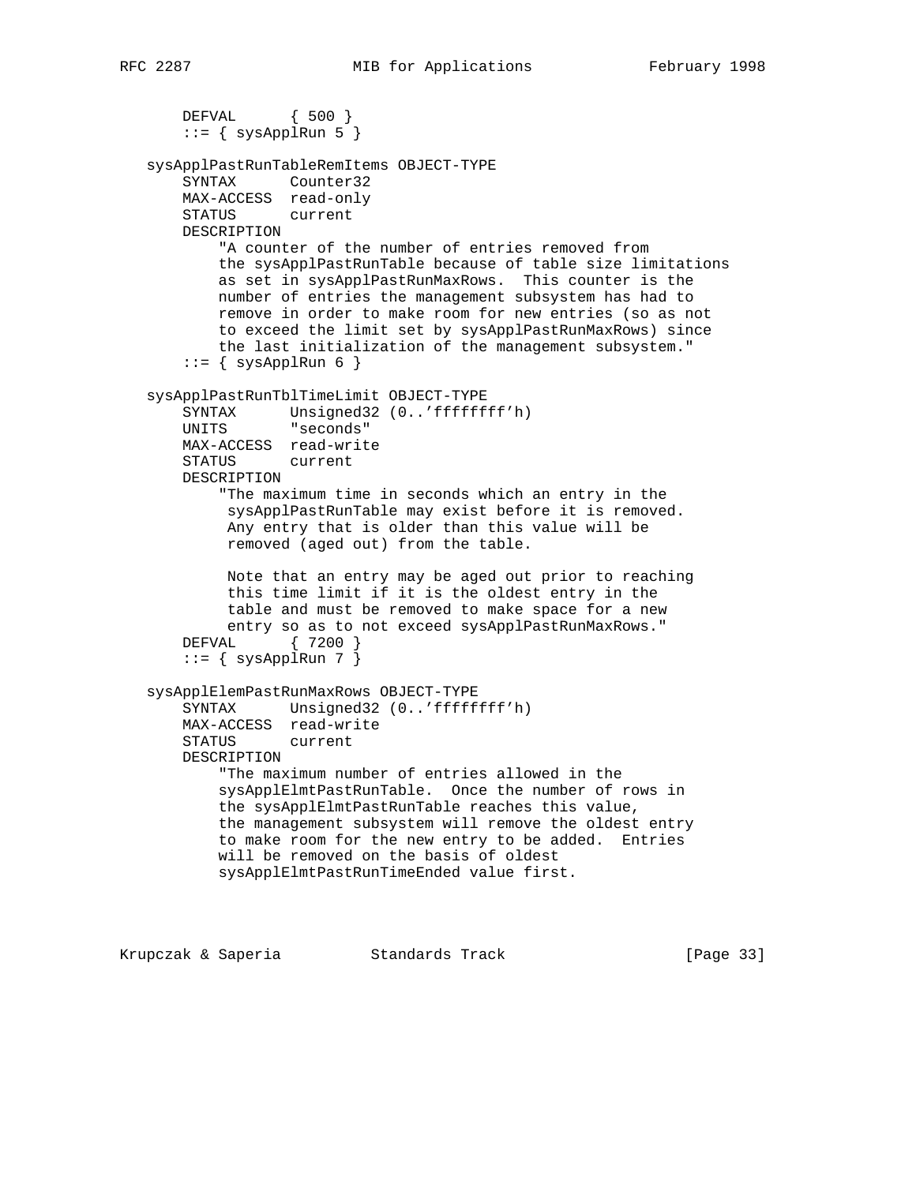```
       DEFVAL      { 500 }
       ::= { sysApplRun 5 }

   sysApplPastRunTableRemItems OBJECT-TYPE
       SYNTAX      Counter32
       MAX-ACCESS  read-only
       STATUS      current
       DESCRIPTION
           "A counter of the number of entries removed from
           the sysApplPastRunTable because of table size limitations
           as set in sysApplPastRunMaxRows.  This counter is the
           number of entries the management subsystem has had to
           remove in order to make room for new entries (so as not
           to exceed the limit set by sysApplPastRunMaxRows) since
           the last initialization of the management subsystem."
       ::= { sysApplRun 6 }

   sysApplPastRunTblTimeLimit OBJECT-TYPE
       SYNTAX      Unsigned32 (0..'ffffffff'h)
       UNITS       "seconds"
       MAX-ACCESS  read-write
       STATUS      current
       DESCRIPTION
           "The maximum time in seconds which an entry in the
            sysApplPastRunTable may exist before it is removed.
            Any entry that is older than this value will be
            removed (aged out) from the table.

            Note that an entry may be aged out prior to reaching
            this time limit if it is the oldest entry in the
            table and must be removed to make space for a new
            entry so as to not exceed sysApplPastRunMaxRows."
       DEFVAL      { 7200 }
       ::= { sysApplRun 7 }

   sysApplElemPastRunMaxRows OBJECT-TYPE
       SYNTAX      Unsigned32 (0..'ffffffff'h)
       MAX-ACCESS  read-write
       STATUS      current
       DESCRIPTION
           "The maximum number of entries allowed in the
           sysApplElmtPastRunTable.  Once the number of rows in
           the sysApplElmtPastRunTable reaches this value,
           the management subsystem will remove the oldest entry
           to make room for the new entry to be added.  Entries
           will be removed on the basis of oldest
           sysApplElmtPastRunTimeEnded value first.
```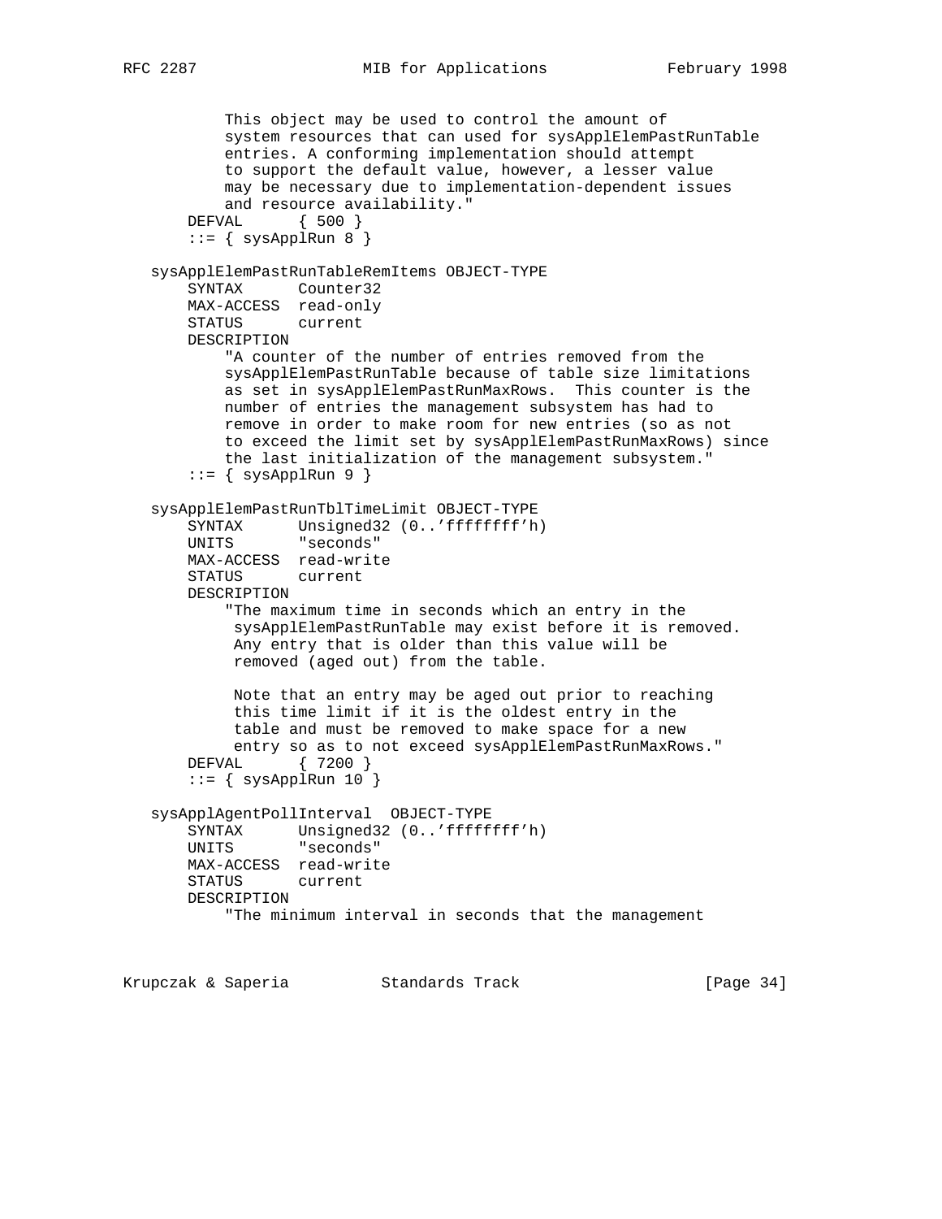```
           This object may be used to control the amount of
           system resources that can used for sysApplElemPastRunTable
           entries. A conforming implementation should attempt
           to support the default value, however, a lesser value
           may be necessary due to implementation-dependent issues
           and resource availability."
       DEFVAL      { 500 }
       ::= { sysApplRun 8 }

   sysApplElemPastRunTableRemItems OBJECT-TYPE
       SYNTAX      Counter32
       MAX-ACCESS  read-only
       STATUS      current
       DESCRIPTION
           "A counter of the number of entries removed from the
           sysApplElemPastRunTable because of table size limitations
           as set in sysApplElemPastRunMaxRows.  This counter is the
           number of entries the management subsystem has had to
           remove in order to make room for new entries (so as not
           to exceed the limit set by sysApplElemPastRunMaxRows) since
           the last initialization of the management subsystem."
       ::= { sysApplRun 9 }

   sysApplElemPastRunTblTimeLimit OBJECT-TYPE
       SYNTAX      Unsigned32 (0..'ffffffff'h)
       UNITS       "seconds"
       MAX-ACCESS  read-write
       STATUS      current
       DESCRIPTION
           "The maximum time in seconds which an entry in the
            sysApplElemPastRunTable may exist before it is removed.
            Any entry that is older than this value will be
            removed (aged out) from the table.

            Note that an entry may be aged out prior to reaching
            this time limit if it is the oldest entry in the
            table and must be removed to make space for a new
            entry so as to not exceed sysApplElemPastRunMaxRows."
       DEFVAL      { 7200 }
       ::= { sysApplRun 10 }

   sysApplAgentPollInterval  OBJECT-TYPE
       SYNTAX      Unsigned32 (0..'ffffffff'h)
       UNITS       "seconds"
       MAX-ACCESS  read-write
       STATUS      current
       DESCRIPTION
           "The minimum interval in seconds that the management
```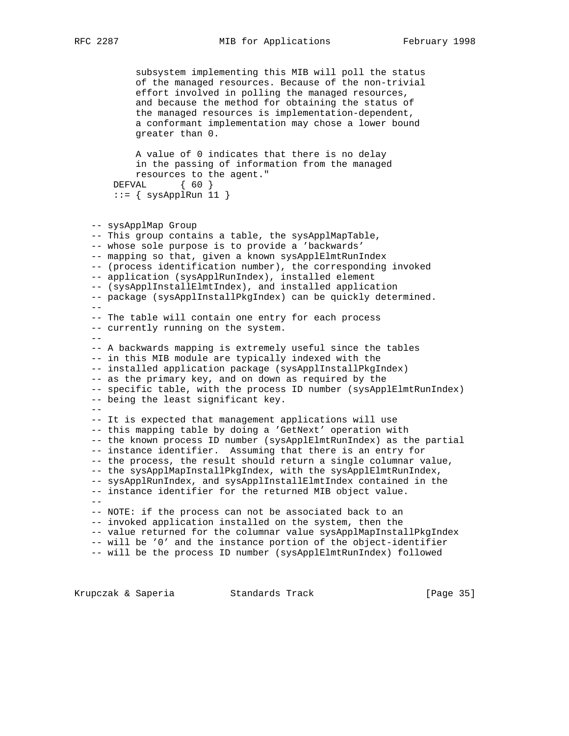```
          subsystem implementing this MIB will poll the status
          of the managed resources. Because of the non-trivial
          effort involved in polling the managed resources,
          and because the method for obtaining the status of
          the managed resources is implementation-dependent,
          a conformant implementation may chose a lower bound
          greater than 0.

          A value of 0 indicates that there is no delay
          in the passing of information from the managed
          resources to the agent."
      DEFVAL      { 60 }
      ::= { sysApplRun 11 }


   -- sysApplMap Group
   -- This group contains a table, the sysApplMapTable,
   -- whose sole purpose is to provide a 'backwards'
   -- mapping so that, given a known sysApplElmtRunIndex
   -- (process identification number), the corresponding invoked
   -- application (sysApplRunIndex), installed element
   -- (sysApplInstallElmtIndex), and installed application
   -- package (sysApplInstallPkgIndex) can be quickly determined.
   --
   -- The table will contain one entry for each process
   -- currently running on the system.
   --
   -- A backwards mapping is extremely useful since the tables
   -- in this MIB module are typically indexed with the
   -- installed application package (sysApplInstallPkgIndex)
   -- as the primary key, and on down as required by the
   -- specific table, with the process ID number (sysApplElmtRunIndex)
   -- being the least significant key.
   --
   -- It is expected that management applications will use
   -- this mapping table by doing a 'GetNext' operation with
   -- the known process ID number (sysApplElmtRunIndex) as the partial
   -- instance identifier.  Assuming that there is an entry for
   -- the process, the result should return a single columnar value,
   -- the sysApplMapInstallPkgIndex, with the sysApplElmtRunIndex,
   -- sysApplRunIndex, and sysApplInstallElmtIndex contained in the
   -- instance identifier for the returned MIB object value.
   --
   -- NOTE: if the process can not be associated back to an
   -- invoked application installed on the system, then the
   -- value returned for the columnar value sysApplMapInstallPkgIndex
   -- will be '0' and the instance portion of the object-identifier
   -- will be the process ID number (sysApplElmtRunIndex) followed
```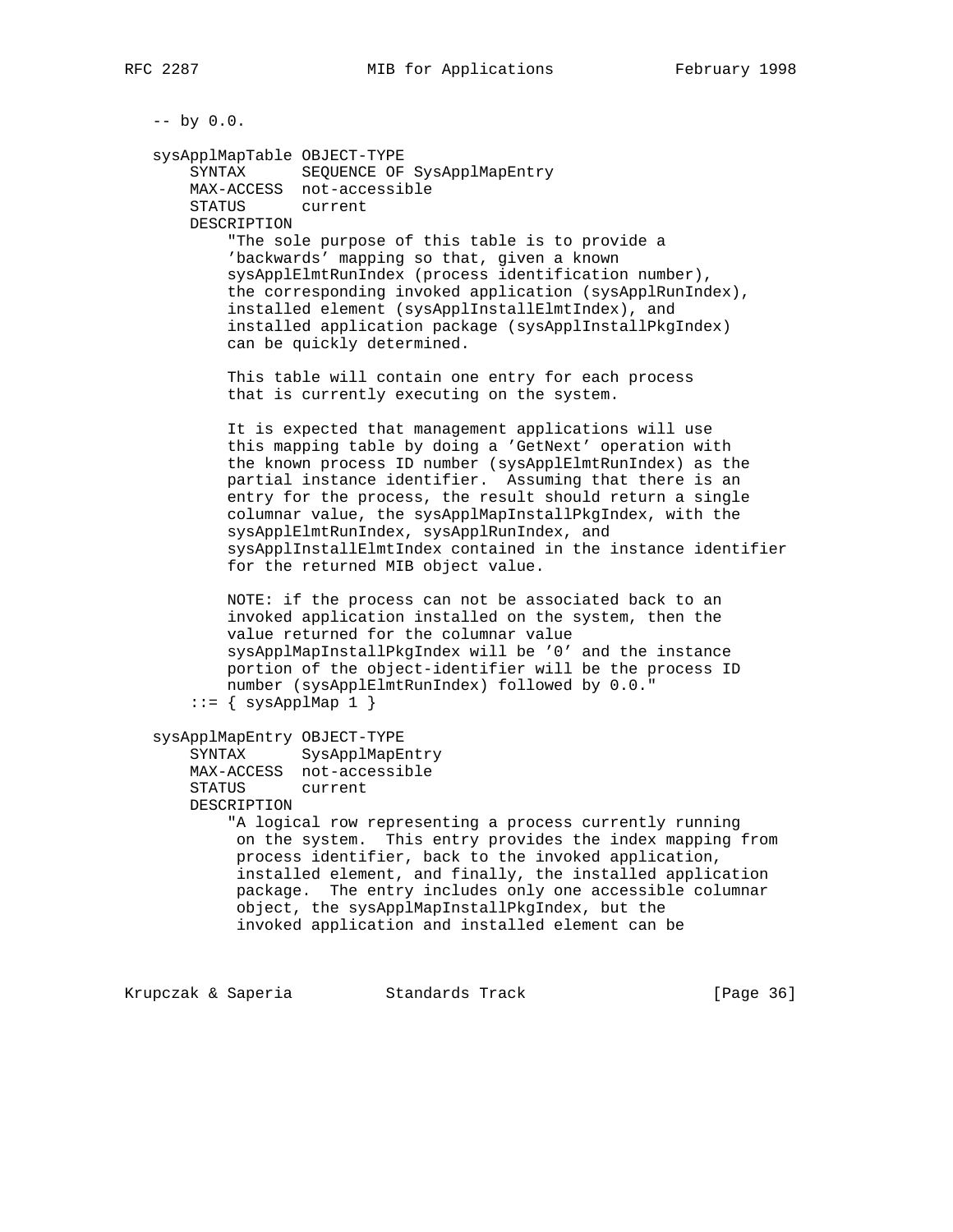```
   -- by 0.0.

   sysApplMapTable OBJECT-TYPE
       SYNTAX      SEQUENCE OF SysApplMapEntry
       MAX-ACCESS  not-accessible
       STATUS      current
       DESCRIPTION
           "The sole purpose of this table is to provide a
           'backwards' mapping so that, given a known
           sysApplElmtRunIndex (process identification number),
           the corresponding invoked application (sysApplRunIndex),
           installed element (sysApplInstallElmtIndex), and
           installed application package (sysApplInstallPkgIndex)
           can be quickly determined.

           This table will contain one entry for each process
           that is currently executing on the system.

           It is expected that management applications will use
           this mapping table by doing a 'GetNext' operation with
           the known process ID number (sysApplElmtRunIndex) as the
           partial instance identifier.  Assuming that there is an
           entry for the process, the result should return a single
           columnar value, the sysApplMapInstallPkgIndex, with the
           sysApplElmtRunIndex, sysApplRunIndex, and
           sysApplInstallElmtIndex contained in the instance identifier
           for the returned MIB object value.

           NOTE: if the process can not be associated back to an
           invoked application installed on the system, then the
           value returned for the columnar value
           sysApplMapInstallPkgIndex will be '0' and the instance
           portion of the object-identifier will be the process ID
           number (sysApplElmtRunIndex) followed by 0.0."
       ::= { sysApplMap 1 }

   sysApplMapEntry OBJECT-TYPE
       SYNTAX      SysApplMapEntry
       MAX-ACCESS  not-accessible
       STATUS      current
       DESCRIPTION
           "A logical row representing a process currently running
            on the system.  This entry provides the index mapping from
            process identifier, back to the invoked application,
            installed element, and finally, the installed application
            package.  The entry includes only one accessible columnar
            object, the sysApplMapInstallPkgIndex, but the
            invoked application and installed element can be
```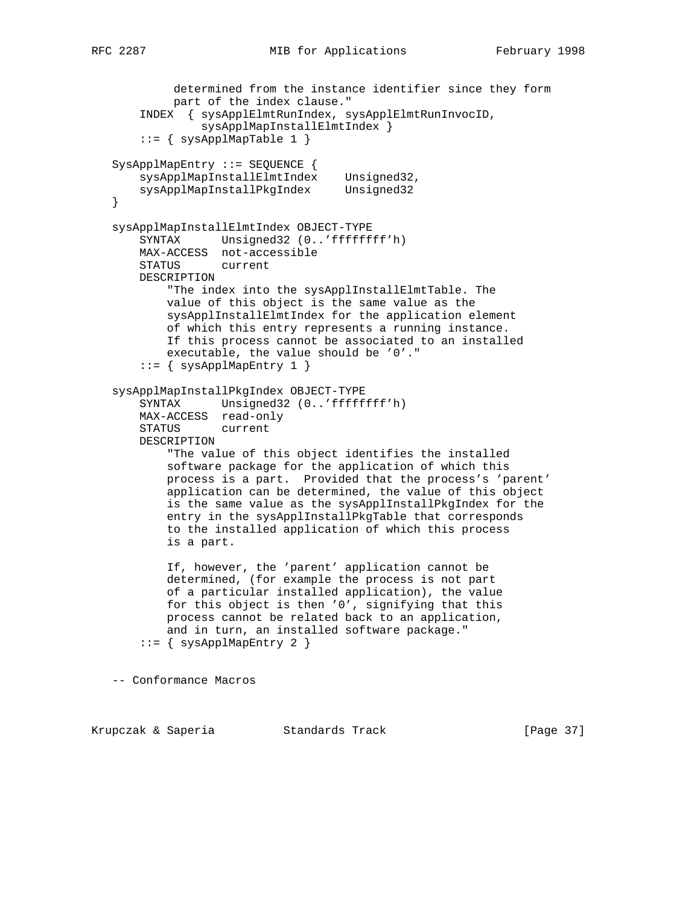```
            determined from the instance identifier since they form
            part of the index clause."
        INDEX  { sysApplElmtRunIndex, sysApplElmtRunInvocID,
                 sysApplMapInstallElmtIndex }
        ::= { sysApplMapTable 1 }

    SysApplMapEntry ::= SEQUENCE {
        sysApplMapInstallElmtIndex    Unsigned32,
        sysApplMapInstallPkgIndex     Unsigned32
    }

    sysApplMapInstallElmtIndex OBJECT-TYPE
        SYNTAX      Unsigned32 (0..'ffffffff'h)
        MAX-ACCESS  not-accessible
        STATUS      current
        DESCRIPTION
            "The index into the sysApplInstallElmtTable. The
            value of this object is the same value as the
            sysApplInstallElmtIndex for the application element
            of which this entry represents a running instance.
            If this process cannot be associated to an installed
            executable, the value should be '0'."
        ::= { sysApplMapEntry 1 }

    sysApplMapInstallPkgIndex OBJECT-TYPE
        SYNTAX      Unsigned32 (0..'ffffffff'h)
        MAX-ACCESS  read-only
        STATUS      current
        DESCRIPTION
            "The value of this object identifies the installed
            software package for the application of which this
            process is a part.  Provided that the process's 'parent'
            application can be determined, the value of this object
            is the same value as the sysApplInstallPkgIndex for the
            entry in the sysApplInstallPkgTable that corresponds
            to the installed application of which this process
            is a part.

            If, however, the 'parent' application cannot be
            determined, (for example the process is not part
            of a particular installed application), the value
            for this object is then '0', signifying that this
            process cannot be related back to an application,
            and in turn, an installed software package."
        ::= { sysApplMapEntry 2 }


    -- Conformance Macros
```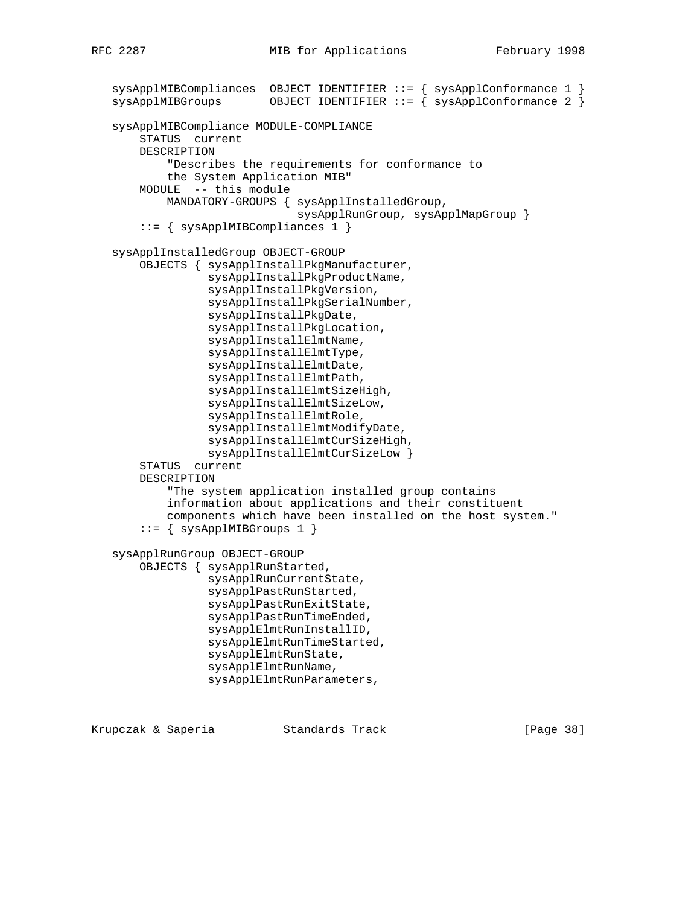```
   sysApplMIBCompliances  OBJECT IDENTIFIER ::= { sysApplConformance 1 }
   sysApplMIBGroups       OBJECT IDENTIFIER ::= { sysApplConformance 2 }

   sysApplMIBCompliance MODULE-COMPLIANCE
       STATUS  current
       DESCRIPTION
           "Describes the requirements for conformance to
           the System Application MIB"
       MODULE  -- this module
           MANDATORY-GROUPS { sysApplInstalledGroup,
                              sysApplRunGroup, sysApplMapGroup }
       ::= { sysApplMIBCompliances 1 }

   sysApplInstalledGroup OBJECT-GROUP
       OBJECTS { sysApplInstallPkgManufacturer,
                 sysApplInstallPkgProductName,
                 sysApplInstallPkgVersion,
                 sysApplInstallPkgSerialNumber,
                 sysApplInstallPkgDate,
                 sysApplInstallPkgLocation,
                 sysApplInstallElmtName,
                 sysApplInstallElmtType,
                 sysApplInstallElmtDate,
                 sysApplInstallElmtPath,
                 sysApplInstallElmtSizeHigh,
                 sysApplInstallElmtSizeLow,
                 sysApplInstallElmtRole,
                 sysApplInstallElmtModifyDate,
                 sysApplInstallElmtCurSizeHigh,
                 sysApplInstallElmtCurSizeLow }
       STATUS  current
       DESCRIPTION
           "The system application installed group contains
           information about applications and their constituent
           components which have been installed on the host system."
       ::= { sysApplMIBGroups 1 }

   sysApplRunGroup OBJECT-GROUP
       OBJECTS { sysApplRunStarted,
                 sysApplRunCurrentState,
                 sysApplPastRunStarted,
                 sysApplPastRunExitState,
                 sysApplPastRunTimeEnded,
                 sysApplElmtRunInstallID,
                 sysApplElmtRunTimeStarted,
                 sysApplElmtRunState,
                 sysApplElmtRunName,
                 sysApplElmtRunParameters,
```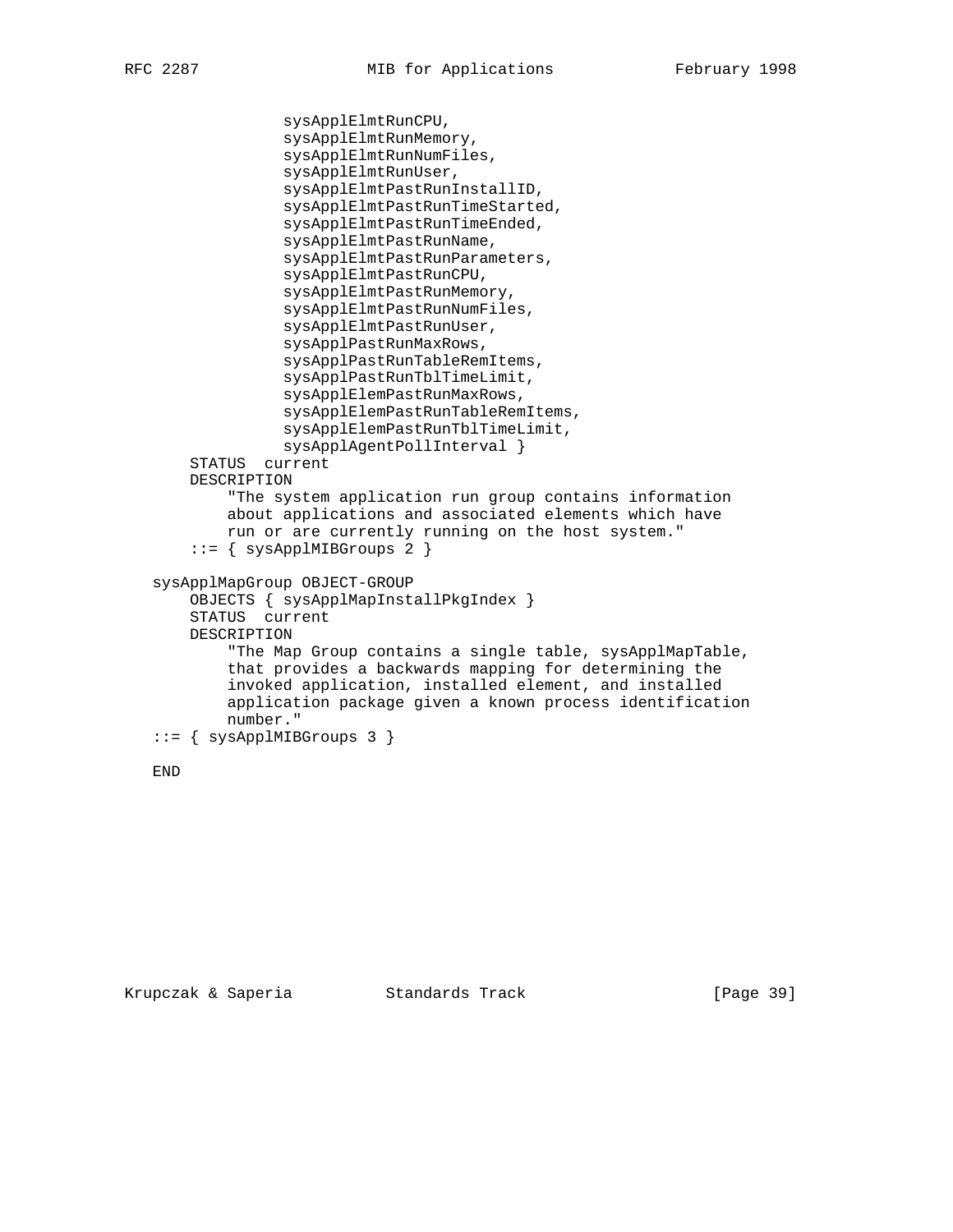```
               sysApplElmtRunCPU,
               sysApplElmtRunMemory,
               sysApplElmtRunNumFiles,
               sysApplElmtRunUser,
               sysApplElmtPastRunInstallID,
               sysApplElmtPastRunTimeStarted,
               sysApplElmtPastRunTimeEnded,
               sysApplElmtPastRunName,
               sysApplElmtPastRunParameters,
               sysApplElmtPastRunCPU,
               sysApplElmtPastRunMemory,
               sysApplElmtPastRunNumFiles,
               sysApplElmtPastRunUser,
               sysApplPastRunMaxRows,
               sysApplPastRunTableRemItems,
               sysApplPastRunTblTimeLimit,
               sysApplElemPastRunMaxRows,
               sysApplElemPastRunTableRemItems,
               sysApplElemPastRunTblTimeLimit,
               sysApplAgentPollInterval }
       STATUS  current
       DESCRIPTION
           "The system application run group contains information
           about applications and associated elements which have
           run or are currently running on the host system."
       ::= { sysApplMIBGroups 2 }

   sysApplMapGroup OBJECT-GROUP
       OBJECTS { sysApplMapInstallPkgIndex }
       STATUS  current
       DESCRIPTION
           "The Map Group contains a single table, sysApplMapTable,
           that provides a backwards mapping for determining the
           invoked application, installed element, and installed
           application package given a known process identification
           number."
   ::= { sysApplMIBGroups 3 }

   END
```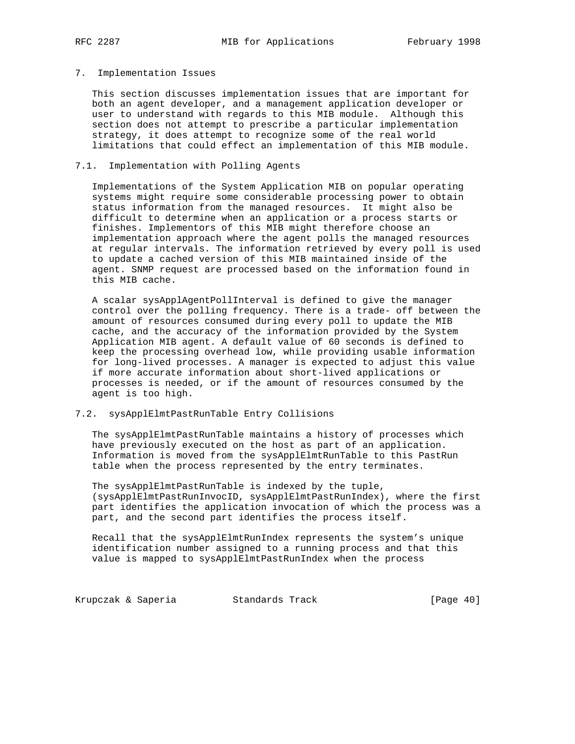## 7. Implementation Issues

This section discusses implementation issues that are important for both an agent developer, and a management application developer or user to understand with regards to this MIB module. Although this section does not attempt to prescribe a particular implementation strategy, it does attempt to recognize some of the real world limitations that could effect an implementation of this MIB module.

### 7.1. Implementation with Polling Agents

Implementations of the System Application MIB on popular operating systems might require some considerable processing power to obtain status information from the managed resources. It might also be difficult to determine when an application or a process starts or finishes. Implementors of this MIB might therefore choose an implementation approach where the agent polls the managed resources at regular intervals. The information retrieved by every poll is used to update a cached version of this MIB maintained inside of the agent. SNMP request are processed based on the information found in this MIB cache.

A scalar sysApplAgentPollInterval is defined to give the manager control over the polling frequency. There is a trade- off between the amount of resources consumed during every poll to update the MIB cache, and the accuracy of the information provided by the System Application MIB agent. A default value of 60 seconds is defined to keep the processing overhead low, while providing usable information for long-lived processes. A manager is expected to adjust this value if more accurate information about short-lived applications or processes is needed, or if the amount of resources consumed by the agent is too high.

### 7.2. sysApplElmtPastRunTable Entry Collisions

The sysApplElmtPastRunTable maintains a history of processes which have previously executed on the host as part of an application. Information is moved from the sysApplElmtRunTable to this PastRun table when the process represented by the entry terminates.

The sysApplElmtPastRunTable is indexed by the tuple, (sysApplElmtPastRunInvocID, sysApplElmtPastRunIndex), where the first part identifies the application invocation of which the process was a part, and the second part identifies the process itself.

Recall that the sysApplElmtRunIndex represents the system's unique identification number assigned to a running process and that this value is mapped to sysApplElmtPastRunIndex when the process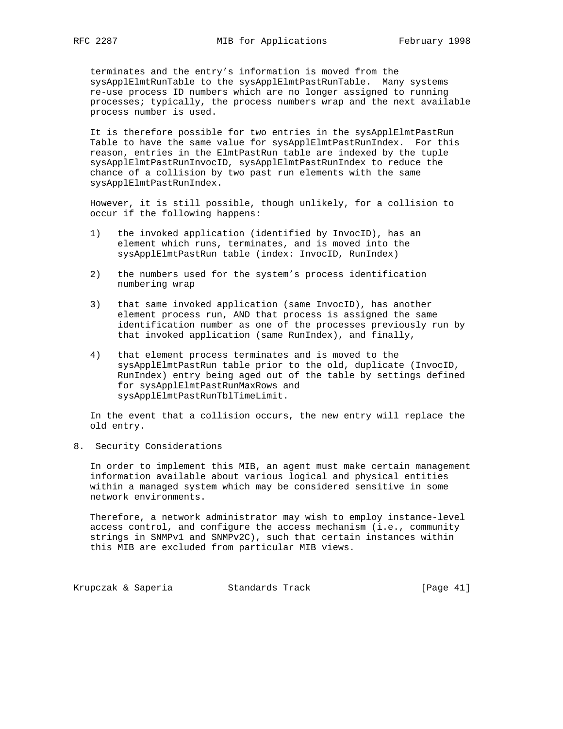terminates and the entry's information is moved from the sysApplElmtRunTable to the sysApplElmtPastRunTable. Many systems re-use process ID numbers which are no longer assigned to running processes; typically, the process numbers wrap and the next available process number is used.

It is therefore possible for two entries in the sysApplElmtPastRun Table to have the same value for sysApplElmtPastRunIndex. For this reason, entries in the ElmtPastRun table are indexed by the tuple sysApplElmtPastRunInvocID, sysApplElmtPastRunIndex to reduce the chance of a collision by two past run elements with the same sysApplElmtPastRunIndex.

However, it is still possible, though unlikely, for a collision to occur if the following happens:

1) the invoked application (identified by InvocID), has an element which runs, terminates, and is moved into the sysApplElmtPastRun table (index: InvocID, RunIndex)

2) the numbers used for the system's process identification numbering wrap

3) that same invoked application (same InvocID), has another element process run, AND that process is assigned the same identification number as one of the processes previously run by that invoked application (same RunIndex), and finally,

4) that element process terminates and is moved to the sysApplElmtPastRun table prior to the old, duplicate (InvocID, RunIndex) entry being aged out of the table by settings defined for sysApplElmtPastRunMaxRows and sysApplElmtPastRunTblTimeLimit.

In the event that a collision occurs, the new entry will replace the old entry.

## 8. Security Considerations

In order to implement this MIB, an agent must make certain management information available about various logical and physical entities within a managed system which may be considered sensitive in some network environments.

Therefore, a network administrator may wish to employ instance-level access control, and configure the access mechanism (i.e., community strings in SNMPv1 and SNMPv2C), such that certain instances within this MIB are excluded from particular MIB views.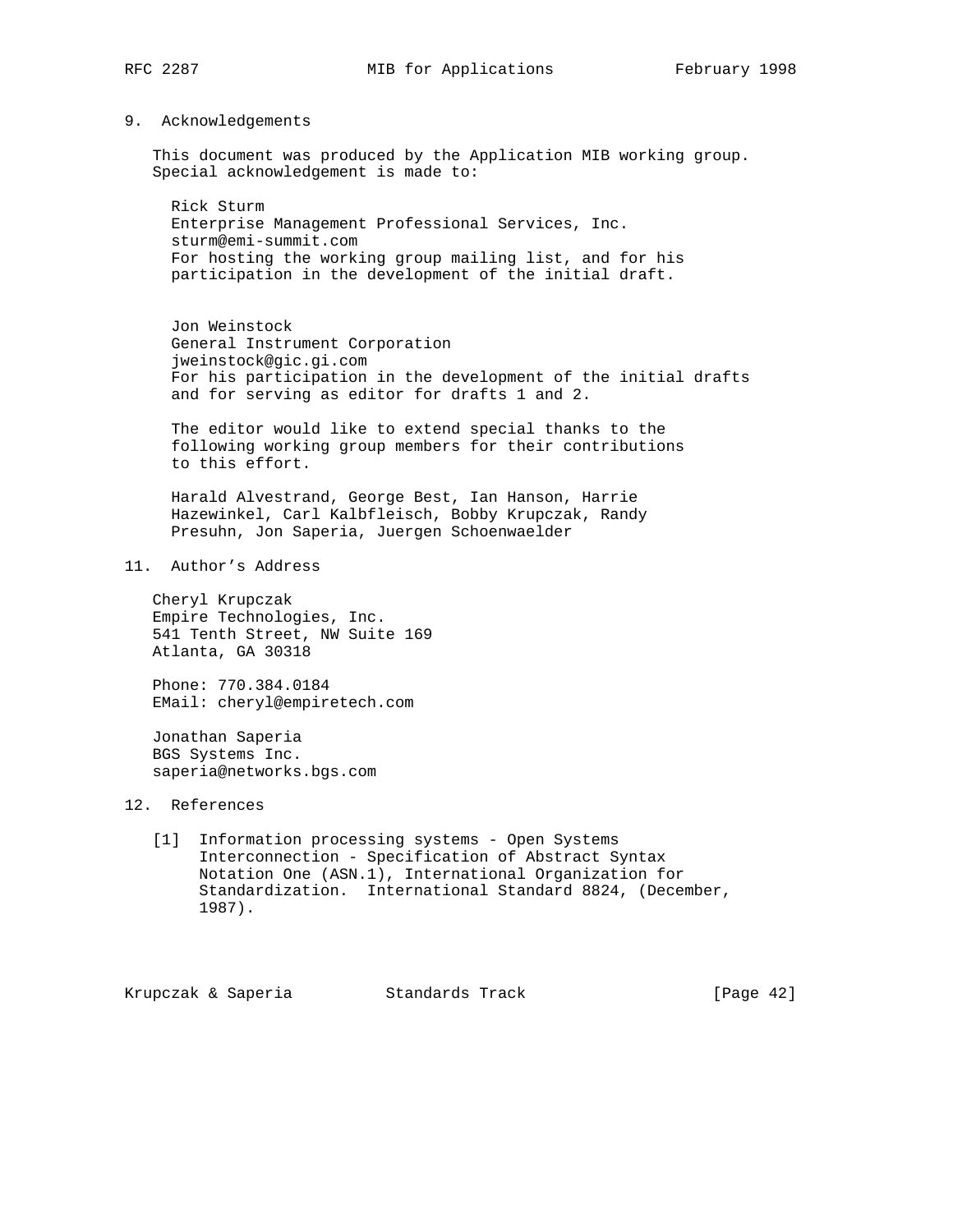## 9. Acknowledgements

This document was produced by the Application MIB working group. Special acknowledgement is made to:

Rick Sturm
Enterprise Management Professional Services, Inc.
sturm@emi-summit.com
For hosting the working group mailing list, and for his participation in the development of the initial draft.

Jon Weinstock
General Instrument Corporation
jweinstock@gic.gi.com
For his participation in the development of the initial drafts and for serving as editor for drafts 1 and 2.

The editor would like to extend special thanks to the following working group members for their contributions to this effort.

Harald Alvestrand, George Best, Ian Hanson, Harrie Hazewinkel, Carl Kalbfleisch, Bobby Krupczak, Randy Presuhn, Jon Saperia, Juergen Schoenwaelder

## 11. Author's Address

Cheryl Krupczak
Empire Technologies, Inc.
541 Tenth Street, NW Suite 169
Atlanta, GA 30318

Phone: 770.384.0184
EMail: cheryl@empiretech.com

Jonathan Saperia
BGS Systems Inc.
saperia@networks.bgs.com

## 12. References

[1] Information processing systems - Open Systems Interconnection - Specification of Abstract Syntax Notation One (ASN.1), International Organization for Standardization. International Standard 8824, (December, 1987).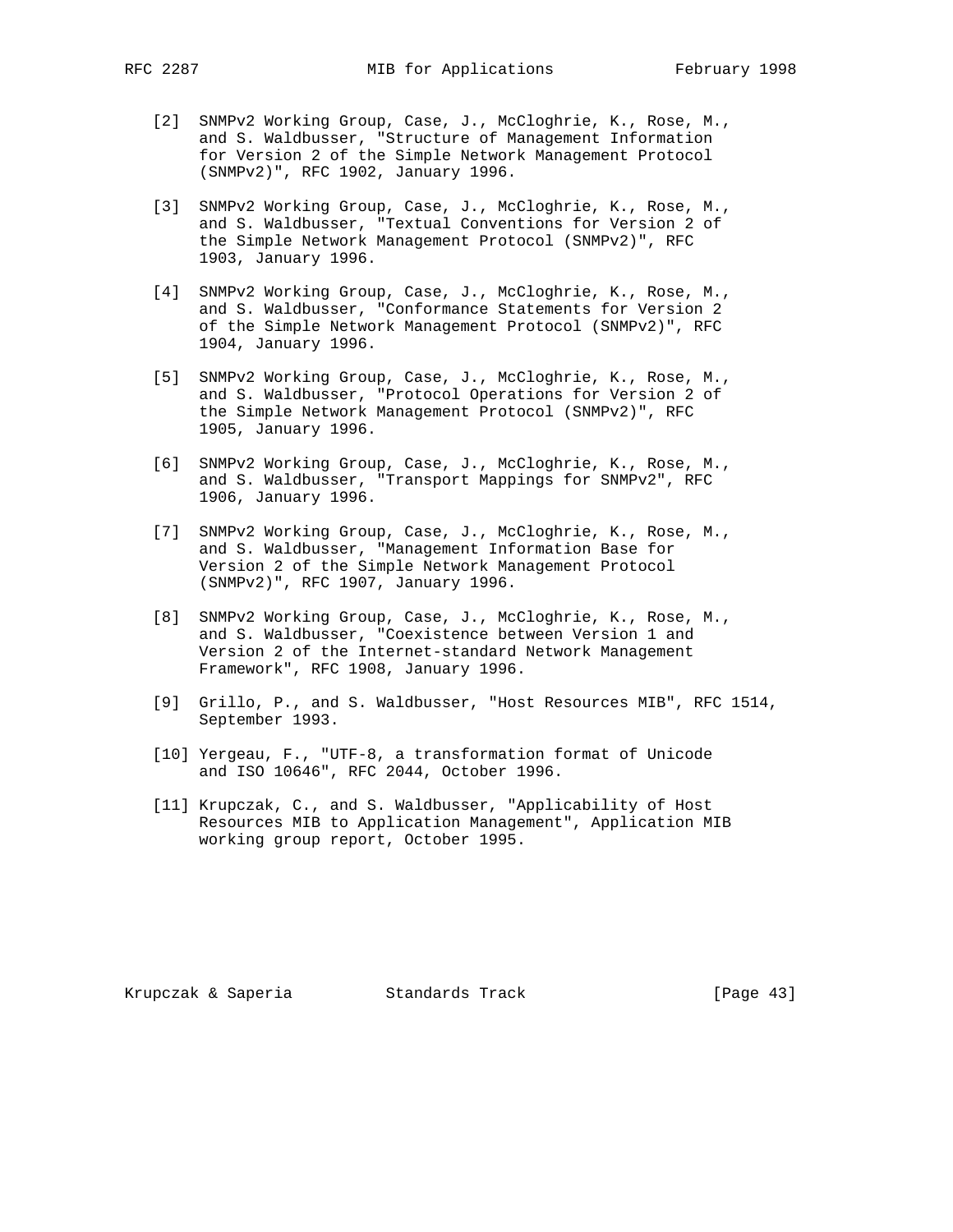[2] SNMPv2 Working Group, Case, J., McCloghrie, K., Rose, M., and S. Waldbusser, "Structure of Management Information for Version 2 of the Simple Network Management Protocol (SNMPv2)", RFC 1902, January 1996.

[3] SNMPv2 Working Group, Case, J., McCloghrie, K., Rose, M., and S. Waldbusser, "Textual Conventions for Version 2 of the Simple Network Management Protocol (SNMPv2)", RFC 1903, January 1996.

[4] SNMPv2 Working Group, Case, J., McCloghrie, K., Rose, M., and S. Waldbusser, "Conformance Statements for Version 2 of the Simple Network Management Protocol (SNMPv2)", RFC 1904, January 1996.

[5] SNMPv2 Working Group, Case, J., McCloghrie, K., Rose, M., and S. Waldbusser, "Protocol Operations for Version 2 of the Simple Network Management Protocol (SNMPv2)", RFC 1905, January 1996.

[6] SNMPv2 Working Group, Case, J., McCloghrie, K., Rose, M., and S. Waldbusser, "Transport Mappings for SNMPv2", RFC 1906, January 1996.

[7] SNMPv2 Working Group, Case, J., McCloghrie, K., Rose, M., and S. Waldbusser, "Management Information Base for Version 2 of the Simple Network Management Protocol (SNMPv2)", RFC 1907, January 1996.

[8] SNMPv2 Working Group, Case, J., McCloghrie, K., Rose, M., and S. Waldbusser, "Coexistence between Version 1 and Version 2 of the Internet-standard Network Management Framework", RFC 1908, January 1996.

[9] Grillo, P., and S. Waldbusser, "Host Resources MIB", RFC 1514, September 1993.

[10] Yergeau, F., "UTF-8, a transformation format of Unicode and ISO 10646", RFC 2044, October 1996.

[11] Krupczak, C., and S. Waldbusser, "Applicability of Host Resources MIB to Application Management", Application MIB working group report, October 1995.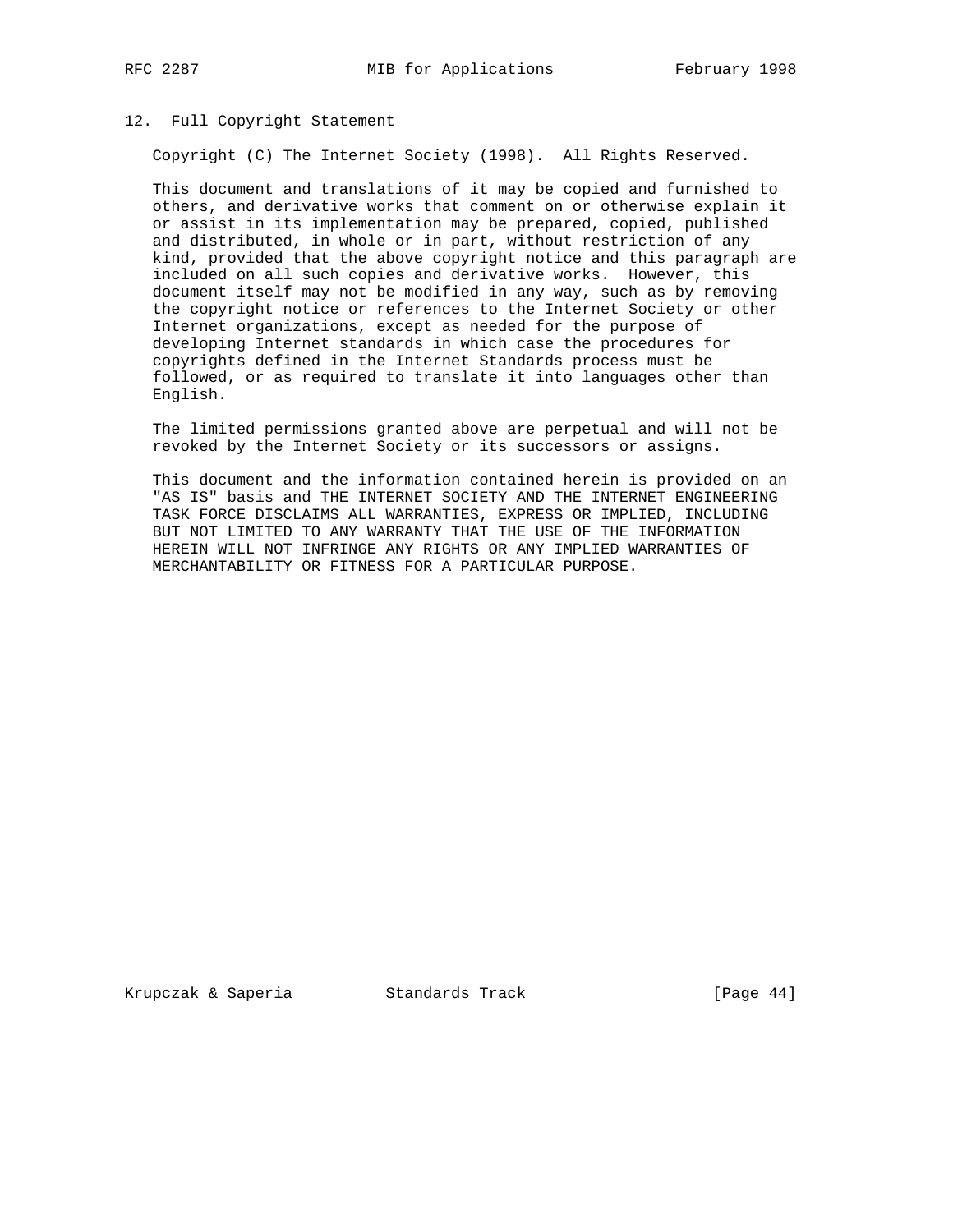## 12. Full Copyright Statement

Copyright (C) The Internet Society (1998). All Rights Reserved.

This document and translations of it may be copied and furnished to others, and derivative works that comment on or otherwise explain it or assist in its implementation may be prepared, copied, published and distributed, in whole or in part, without restriction of any kind, provided that the above copyright notice and this paragraph are included on all such copies and derivative works. However, this document itself may not be modified in any way, such as by removing the copyright notice or references to the Internet Society or other Internet organizations, except as needed for the purpose of developing Internet standards in which case the procedures for copyrights defined in the Internet Standards process must be followed, or as required to translate it into languages other than English.

The limited permissions granted above are perpetual and will not be revoked by the Internet Society or its successors or assigns.

This document and the information contained herein is provided on an "AS IS" basis and THE INTERNET SOCIETY AND THE INTERNET ENGINEERING TASK FORCE DISCLAIMS ALL WARRANTIES, EXPRESS OR IMPLIED, INCLUDING BUT NOT LIMITED TO ANY WARRANTY THAT THE USE OF THE INFORMATION HEREIN WILL NOT INFRINGE ANY RIGHTS OR ANY IMPLIED WARRANTIES OF MERCHANTABILITY OR FITNESS FOR A PARTICULAR PURPOSE.